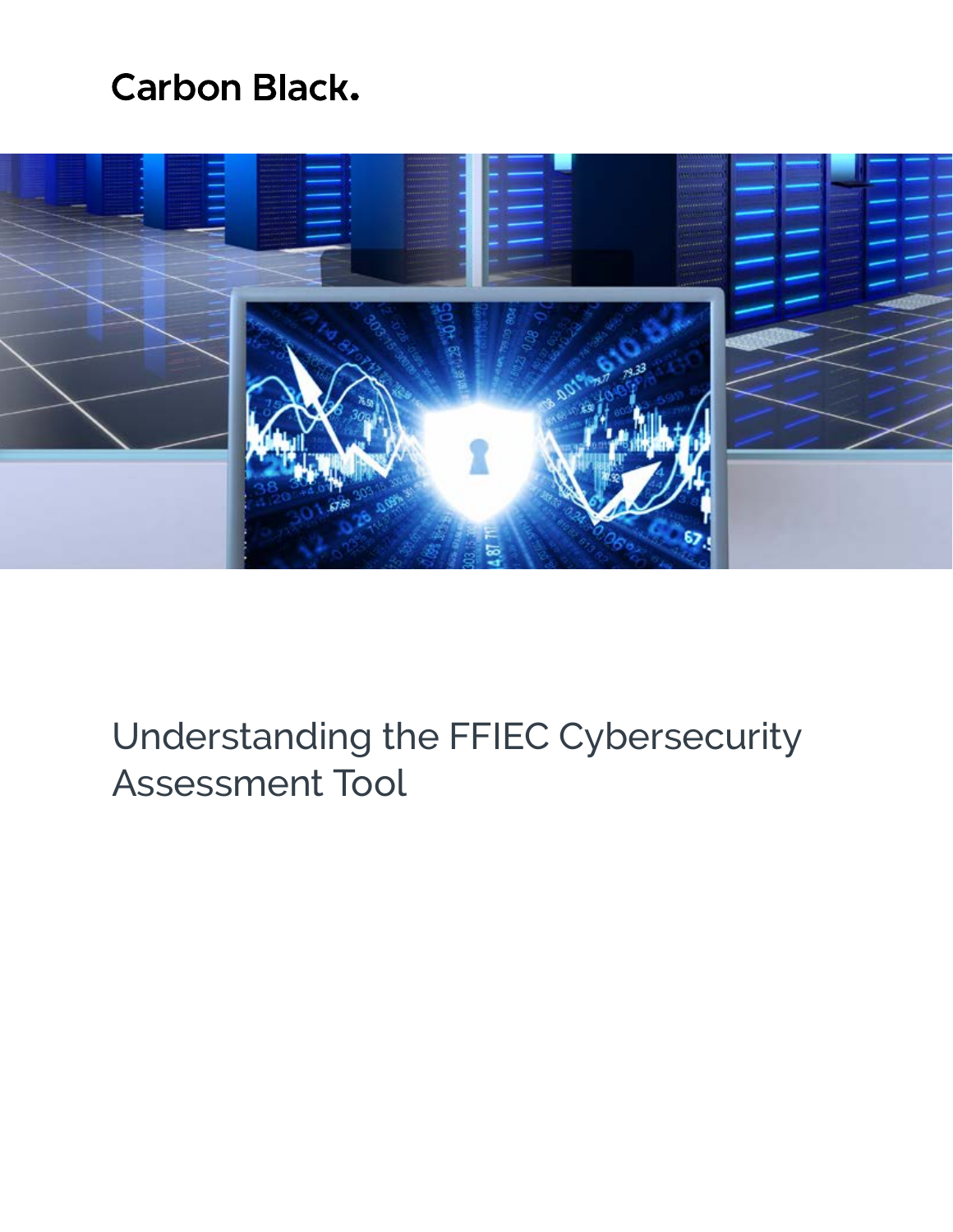Carbon Black.

# Understanding the FFIEC Cybersecurity Assessment Tool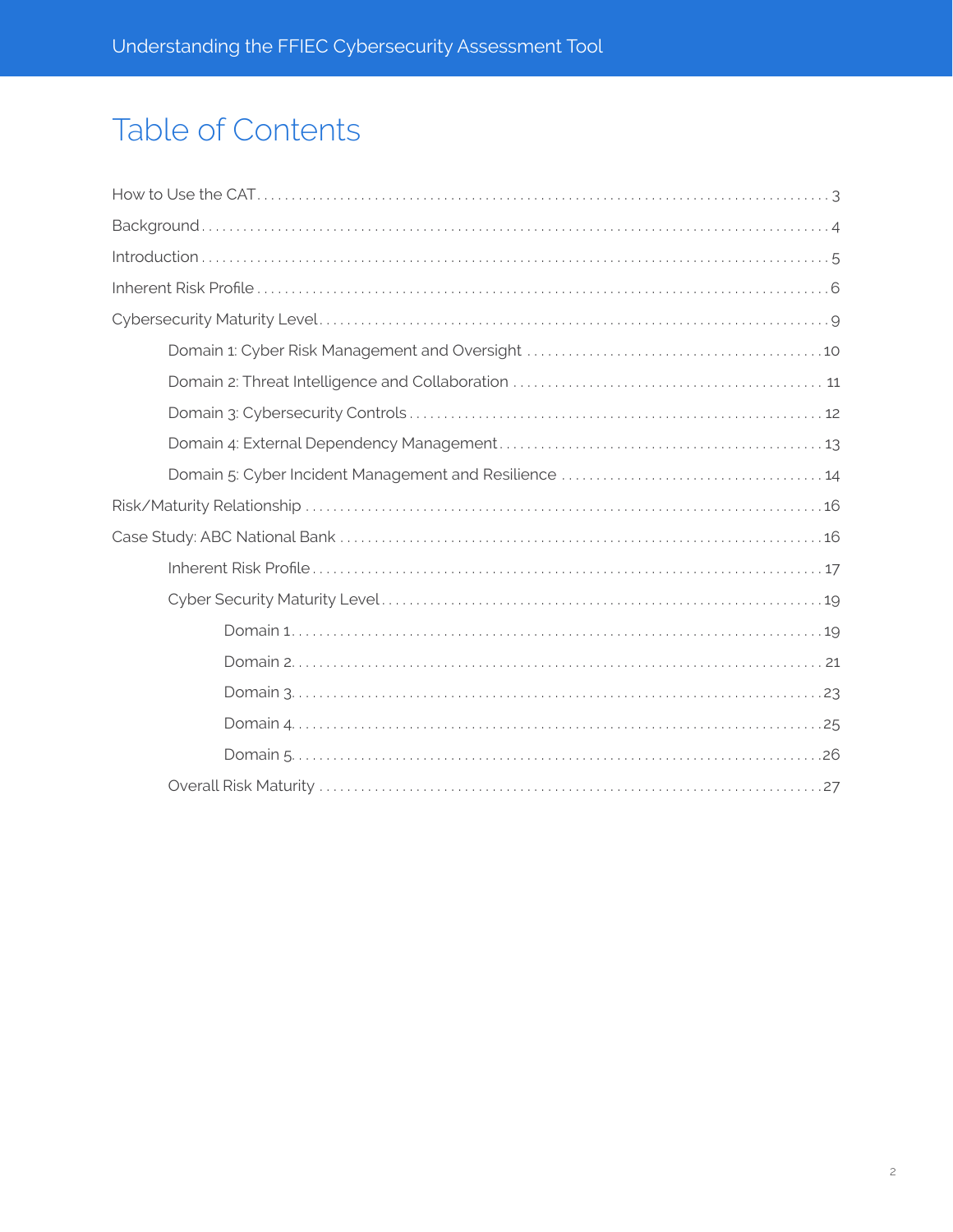# Table of Contents

- How to Use the CAT ... 3
- Background ... 4
- Introduction ... 5
- Inherent Risk Profile ... 6
- Cybersecurity Maturity Level ... 9
  - Domain 1: Cyber Risk Management and Oversight ... 10
  - Domain 2: Threat Intelligence and Collaboration ... 11
  - Domain 3: Cybersecurity Controls ... 12
  - Domain 4: External Dependency Management ... 13
  - Domain 5: Cyber Incident Management and Resilience ... 14
- Risk/Maturity Relationship ... 16
- Case Study: ABC National Bank ... 16
  - Inherent Risk Profile ... 17
  - Cyber Security Maturity Level ... 19
    - Domain 1 ... 19
    - Domain 2 ... 21
    - Domain 3 ... 23
    - Domain 4 ... 25
    - Domain 5 ... 26
  - Overall Risk Maturity ... 27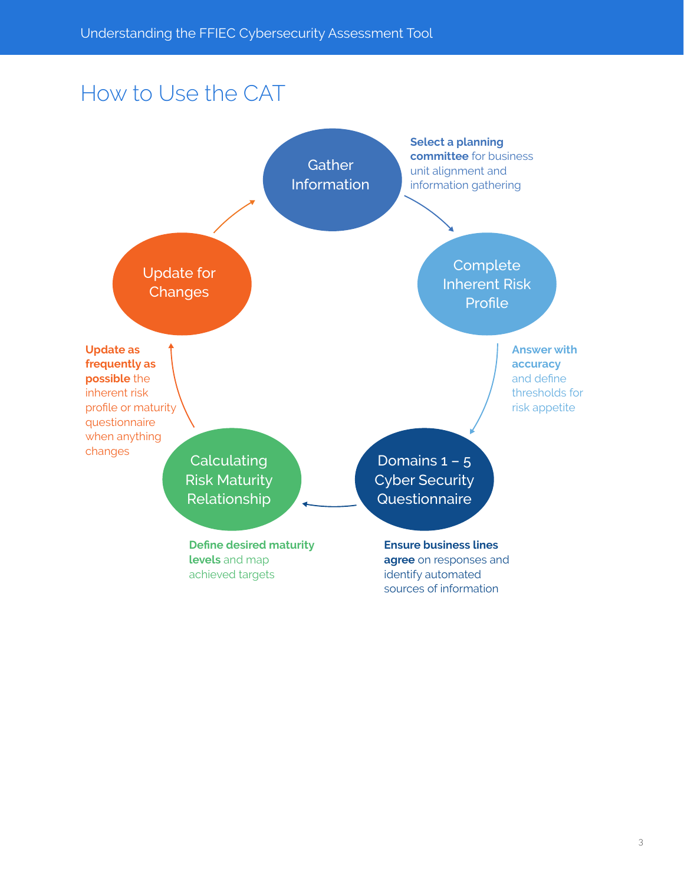# How to Use the CAT

**Gather Information**

**Select a planning committee** for business unit alignment and information gathering

**Complete Inherent Risk Profile**

**Answer with accuracy** and define thresholds for risk appetite

**Domains 1 – 5 Cyber Security Questionnaire**

**Ensure business lines agree** on responses and identify automated sources of information

**Calculating Risk Maturity Relationship**

**Define desired maturity levels** and map achieved targets

**Update for Changes**

**Update as frequently as possible** the inherent risk profile or maturity questionnaire when anything changes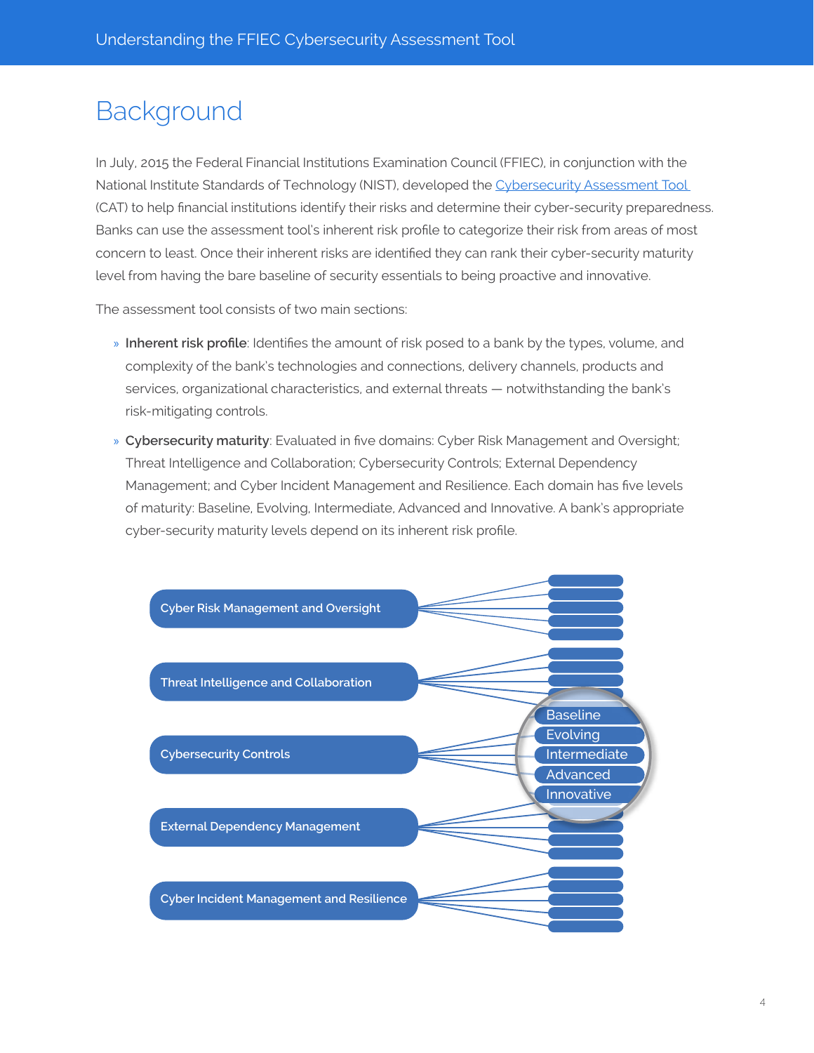# Background

In July, 2015 the Federal Financial Institutions Examination Council (FFIEC), in conjunction with the National Institute Standards of Technology (NIST), developed the Cybersecurity Assessment Tool (CAT) to help financial institutions identify their risks and determine their cyber-security preparedness. Banks can use the assessment tool's inherent risk profile to categorize their risk from areas of most concern to least. Once their inherent risks are identified they can rank their cyber-security maturity level from having the bare baseline of security essentials to being proactive and innovative.

The assessment tool consists of two main sections:

- **Inherent risk profile**: Identifies the amount of risk posed to a bank by the types, volume, and complexity of the bank's technologies and connections, delivery channels, products and services, organizational characteristics, and external threats — notwithstanding the bank's risk-mitigating controls.
- **Cybersecurity maturity**: Evaluated in five domains: Cyber Risk Management and Oversight; Threat Intelligence and Collaboration; Cybersecurity Controls; External Dependency Management; and Cyber Incident Management and Resilience. Each domain has five levels of maturity: Baseline, Evolving, Intermediate, Advanced and Innovative. A bank's appropriate cyber-security maturity levels depend on its inherent risk profile.

Cyber Risk Management and Oversight

Threat Intelligence and Collaboration

Cybersecurity Controls

External Dependency Management

Cyber Incident Management and Resilience

Baseline

Evolving

Intermediate

Advanced

Innovative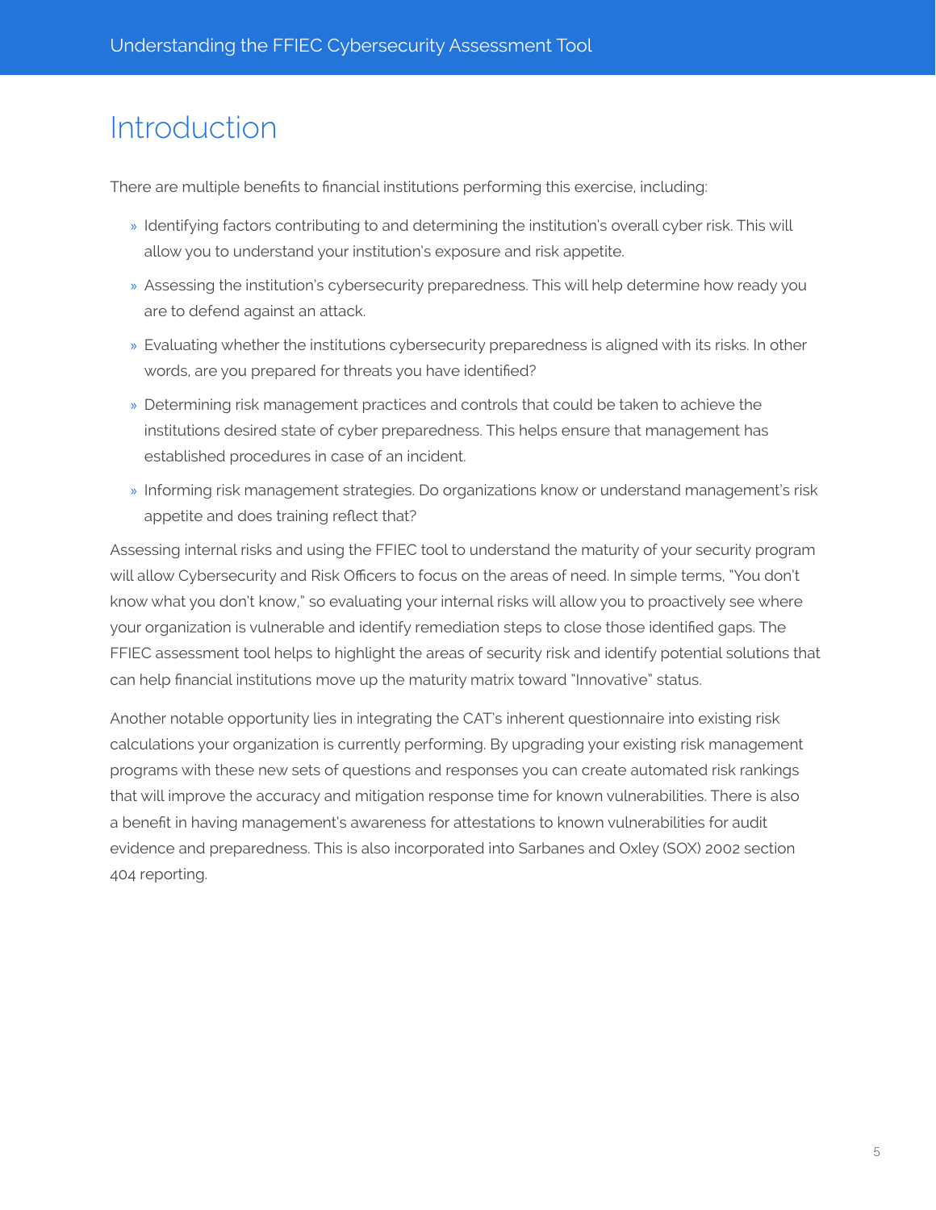# Introduction

There are multiple benefits to financial institutions performing this exercise, including:

- Identifying factors contributing to and determining the institution's overall cyber risk. This will allow you to understand your institution's exposure and risk appetite.
- Assessing the institution's cybersecurity preparedness. This will help determine how ready you are to defend against an attack.
- Evaluating whether the institutions cybersecurity preparedness is aligned with its risks. In other words, are you prepared for threats you have identified?
- Determining risk management practices and controls that could be taken to achieve the institutions desired state of cyber preparedness. This helps ensure that management has established procedures in case of an incident.
- Informing risk management strategies. Do organizations know or understand management's risk appetite and does training reflect that?

Assessing internal risks and using the FFIEC tool to understand the maturity of your security program will allow Cybersecurity and Risk Officers to focus on the areas of need. In simple terms, "You don't know what you don't know," so evaluating your internal risks will allow you to proactively see where your organization is vulnerable and identify remediation steps to close those identified gaps. The FFIEC assessment tool helps to highlight the areas of security risk and identify potential solutions that can help financial institutions move up the maturity matrix toward "Innovative" status.

Another notable opportunity lies in integrating the CAT's inherent questionnaire into existing risk calculations your organization is currently performing. By upgrading your existing risk management programs with these new sets of questions and responses you can create automated risk rankings that will improve the accuracy and mitigation response time for known vulnerabilities. There is also a benefit in having management's awareness for attestations to known vulnerabilities for audit evidence and preparedness. This is also incorporated into Sarbanes and Oxley (SOX) 2002 section 404 reporting.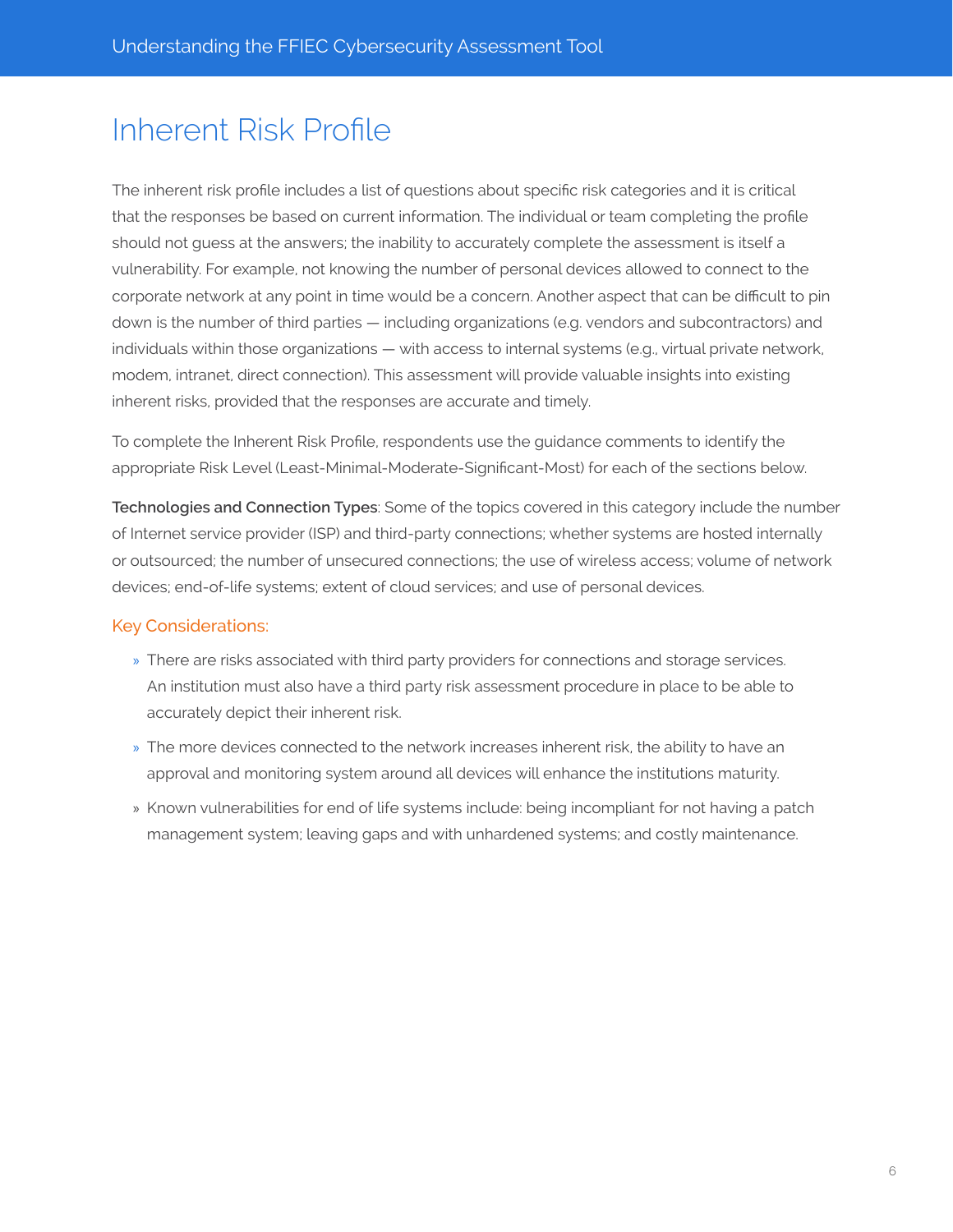# Inherent Risk Profile

The inherent risk profile includes a list of questions about specific risk categories and it is critical that the responses be based on current information. The individual or team completing the profile should not guess at the answers; the inability to accurately complete the assessment is itself a vulnerability. For example, not knowing the number of personal devices allowed to connect to the corporate network at any point in time would be a concern. Another aspect that can be difficult to pin down is the number of third parties — including organizations (e.g. vendors and subcontractors) and individuals within those organizations — with access to internal systems (e.g., virtual private network, modem, intranet, direct connection). This assessment will provide valuable insights into existing inherent risks, provided that the responses are accurate and timely.

To complete the Inherent Risk Profile, respondents use the guidance comments to identify the appropriate Risk Level (Least-Minimal-Moderate-Significant-Most) for each of the sections below.

**Technologies and Connection Types**: Some of the topics covered in this category include the number of Internet service provider (ISP) and third-party connections; whether systems are hosted internally or outsourced; the number of unsecured connections; the use of wireless access; volume of network devices; end-of-life systems; extent of cloud services; and use of personal devices.

### Key Considerations:

- There are risks associated with third party providers for connections and storage services. An institution must also have a third party risk assessment procedure in place to be able to accurately depict their inherent risk.
- The more devices connected to the network increases inherent risk, the ability to have an approval and monitoring system around all devices will enhance the institutions maturity.
- Known vulnerabilities for end of life systems include: being incompliant for not having a patch management system; leaving gaps and with unhardened systems; and costly maintenance.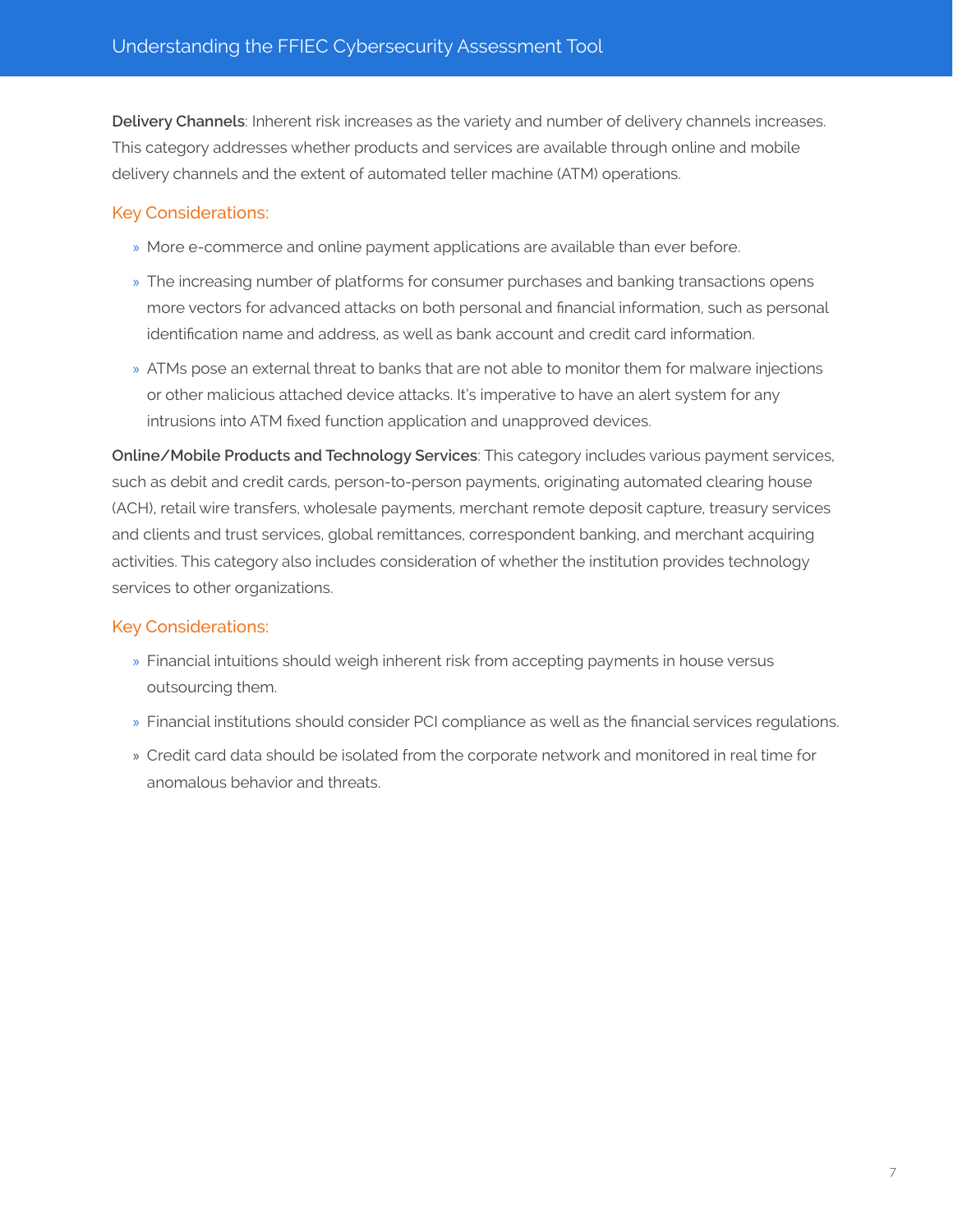**Delivery Channels**: Inherent risk increases as the variety and number of delivery channels increases. This category addresses whether products and services are available through online and mobile delivery channels and the extent of automated teller machine (ATM) operations.

### Key Considerations:

- More e-commerce and online payment applications are available than ever before.
- The increasing number of platforms for consumer purchases and banking transactions opens more vectors for advanced attacks on both personal and financial information, such as personal identification name and address, as well as bank account and credit card information.
- ATMs pose an external threat to banks that are not able to monitor them for malware injections or other malicious attached device attacks. It's imperative to have an alert system for any intrusions into ATM fixed function application and unapproved devices.

**Online/Mobile Products and Technology Services**: This category includes various payment services, such as debit and credit cards, person-to-person payments, originating automated clearing house (ACH), retail wire transfers, wholesale payments, merchant remote deposit capture, treasury services and clients and trust services, global remittances, correspondent banking, and merchant acquiring activities. This category also includes consideration of whether the institution provides technology services to other organizations.

### Key Considerations:

- Financial intuitions should weigh inherent risk from accepting payments in house versus outsourcing them.
- Financial institutions should consider PCI compliance as well as the financial services regulations.
- Credit card data should be isolated from the corporate network and monitored in real time for anomalous behavior and threats.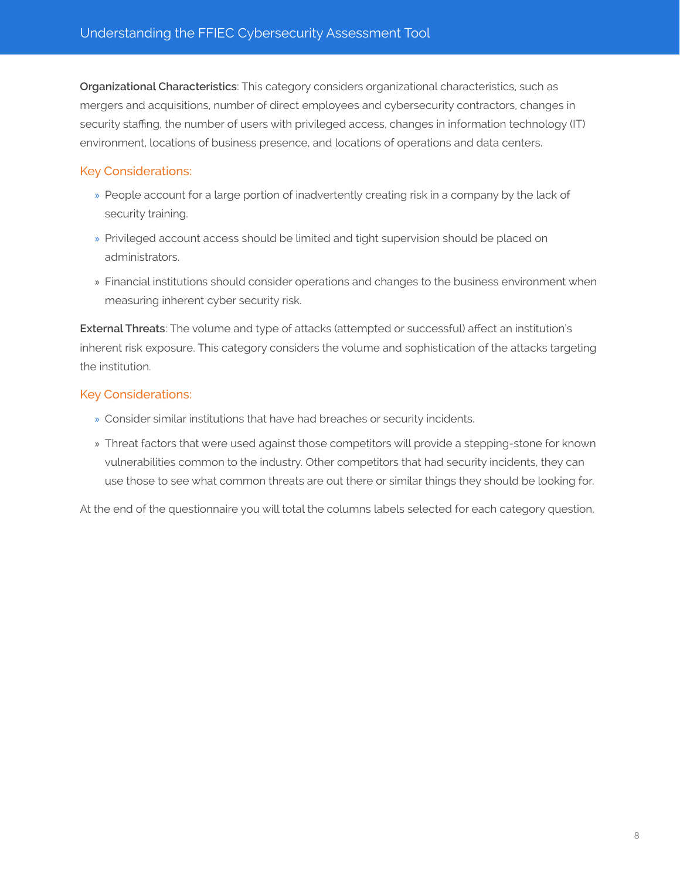**Organizational Characteristics**: This category considers organizational characteristics, such as mergers and acquisitions, number of direct employees and cybersecurity contractors, changes in security staffing, the number of users with privileged access, changes in information technology (IT) environment, locations of business presence, and locations of operations and data centers.

### Key Considerations:

- People account for a large portion of inadvertently creating risk in a company by the lack of security training.
- Privileged account access should be limited and tight supervision should be placed on administrators.
- Financial institutions should consider operations and changes to the business environment when measuring inherent cyber security risk.

**External Threats**: The volume and type of attacks (attempted or successful) affect an institution's inherent risk exposure. This category considers the volume and sophistication of the attacks targeting the institution.

### Key Considerations:

- Consider similar institutions that have had breaches or security incidents.
- Threat factors that were used against those competitors will provide a stepping-stone for known vulnerabilities common to the industry. Other competitors that had security incidents, they can use those to see what common threats are out there or similar things they should be looking for.

At the end of the questionnaire you will total the columns labels selected for each category question.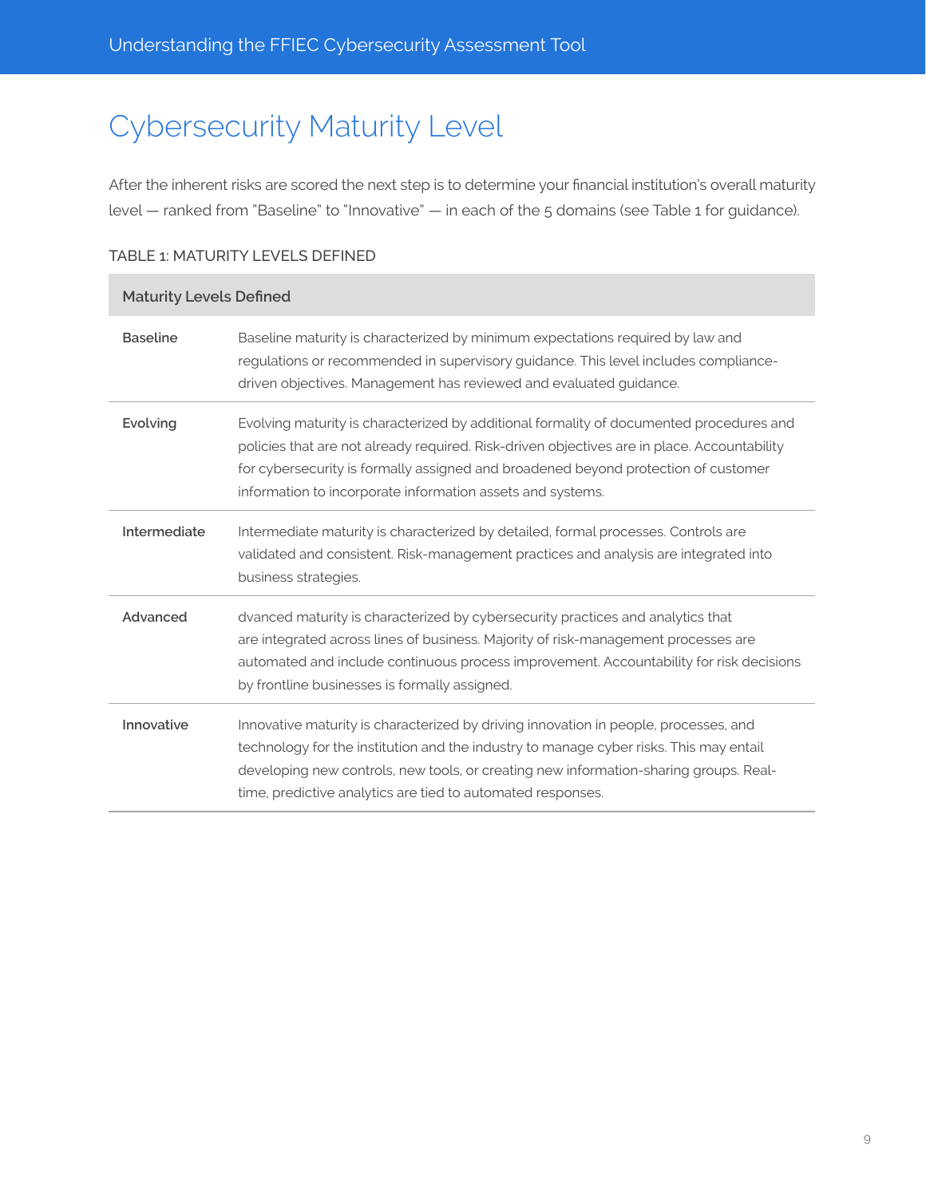# Cybersecurity Maturity Level

After the inherent risks are scored the next step is to determine your financial institution's overall maturity level — ranked from "Baseline" to "Innovative" — in each of the 5 domains (see Table 1 for guidance).

TABLE 1: MATURITY LEVELS DEFINED

| Maturity Levels Defined | |
|---|---|
| **Baseline** | Baseline maturity is characterized by minimum expectations required by law and regulations or recommended in supervisory guidance. This level includes compliance-driven objectives. Management has reviewed and evaluated guidance. |
| **Evolving** | Evolving maturity is characterized by additional formality of documented procedures and policies that are not already required. Risk-driven objectives are in place. Accountability for cybersecurity is formally assigned and broadened beyond protection of customer information to incorporate information assets and systems. |
| **Intermediate** | Intermediate maturity is characterized by detailed, formal processes. Controls are validated and consistent. Risk-management practices and analysis are integrated into business strategies. |
| **Advanced** | dvanced maturity is characterized by cybersecurity practices and analytics that are integrated across lines of business. Majority of risk-management processes are automated and include continuous process improvement. Accountability for risk decisions by frontline businesses is formally assigned. |
| **Innovative** | Innovative maturity is characterized by driving innovation in people, processes, and technology for the institution and the industry to manage cyber risks. This may entail developing new controls, new tools, or creating new information-sharing groups. Real-time, predictive analytics are tied to automated responses. |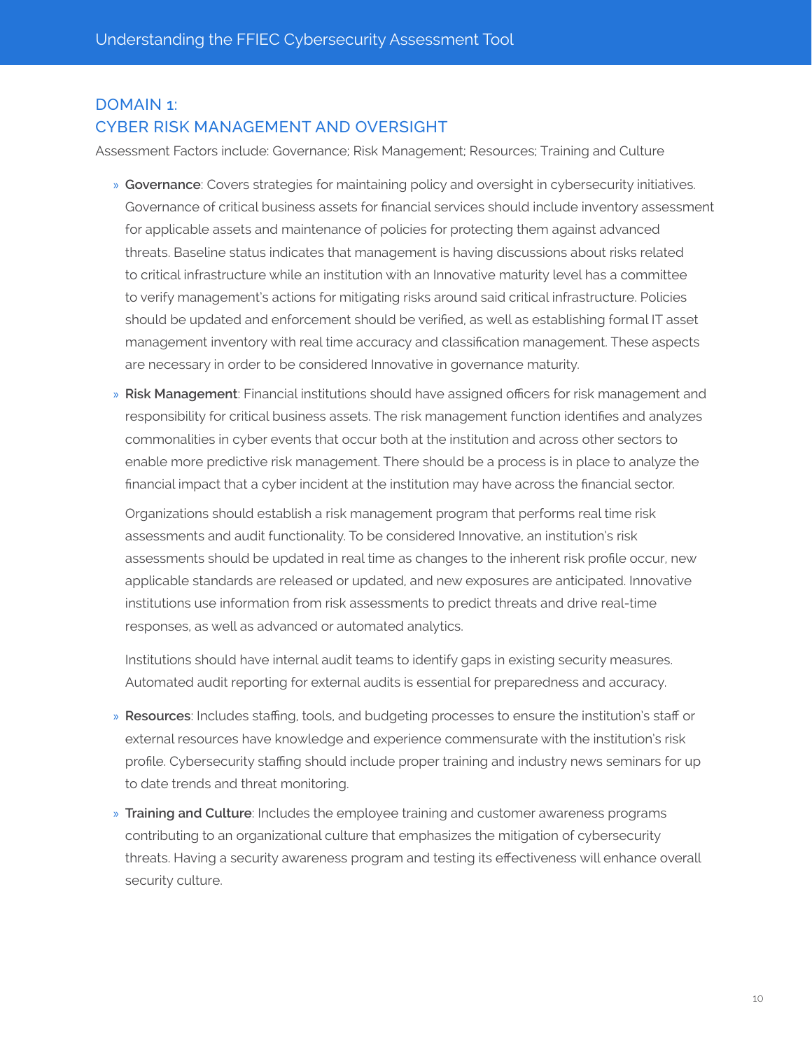## DOMAIN 1:
## CYBER RISK MANAGEMENT AND OVERSIGHT

Assessment Factors include: Governance; Risk Management; Resources; Training and Culture

- **Governance**: Covers strategies for maintaining policy and oversight in cybersecurity initiatives. Governance of critical business assets for financial services should include inventory assessment for applicable assets and maintenance of policies for protecting them against advanced threats. Baseline status indicates that management is having discussions about risks related to critical infrastructure while an institution with an Innovative maturity level has a committee to verify management's actions for mitigating risks around said critical infrastructure. Policies should be updated and enforcement should be verified, as well as establishing formal IT asset management inventory with real time accuracy and classification management. These aspects are necessary in order to be considered Innovative in governance maturity.

- **Risk Management**: Financial institutions should have assigned officers for risk management and responsibility for critical business assets. The risk management function identifies and analyzes commonalities in cyber events that occur both at the institution and across other sectors to enable more predictive risk management. There should be a process is in place to analyze the financial impact that a cyber incident at the institution may have across the financial sector.

  Organizations should establish a risk management program that performs real time risk assessments and audit functionality. To be considered Innovative, an institution's risk assessments should be updated in real time as changes to the inherent risk profile occur, new applicable standards are released or updated, and new exposures are anticipated. Innovative institutions use information from risk assessments to predict threats and drive real-time responses, as well as advanced or automated analytics.

  Institutions should have internal audit teams to identify gaps in existing security measures. Automated audit reporting for external audits is essential for preparedness and accuracy.

- **Resources**: Includes staffing, tools, and budgeting processes to ensure the institution's staff or external resources have knowledge and experience commensurate with the institution's risk profile. Cybersecurity staffing should include proper training and industry news seminars for up to date trends and threat monitoring.

- **Training and Culture**: Includes the employee training and customer awareness programs contributing to an organizational culture that emphasizes the mitigation of cybersecurity threats. Having a security awareness program and testing its effectiveness will enhance overall security culture.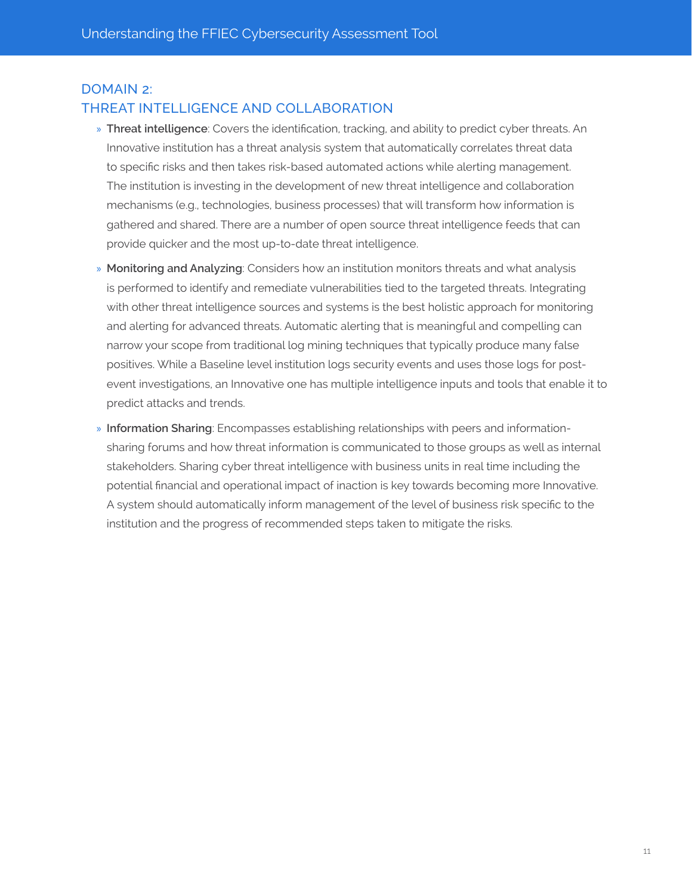## DOMAIN 2:
## THREAT INTELLIGENCE AND COLLABORATION

- **Threat intelligence**: Covers the identification, tracking, and ability to predict cyber threats. An Innovative institution has a threat analysis system that automatically correlates threat data to specific risks and then takes risk-based automated actions while alerting management. The institution is investing in the development of new threat intelligence and collaboration mechanisms (e.g., technologies, business processes) that will transform how information is gathered and shared. There are a number of open source threat intelligence feeds that can provide quicker and the most up-to-date threat intelligence.
- **Monitoring and Analyzing**: Considers how an institution monitors threats and what analysis is performed to identify and remediate vulnerabilities tied to the targeted threats. Integrating with other threat intelligence sources and systems is the best holistic approach for monitoring and alerting for advanced threats. Automatic alerting that is meaningful and compelling can narrow your scope from traditional log mining techniques that typically produce many false positives. While a Baseline level institution logs security events and uses those logs for post-event investigations, an Innovative one has multiple intelligence inputs and tools that enable it to predict attacks and trends.
- **Information Sharing**: Encompasses establishing relationships with peers and information-sharing forums and how threat information is communicated to those groups as well as internal stakeholders. Sharing cyber threat intelligence with business units in real time including the potential financial and operational impact of inaction is key towards becoming more Innovative. A system should automatically inform management of the level of business risk specific to the institution and the progress of recommended steps taken to mitigate the risks.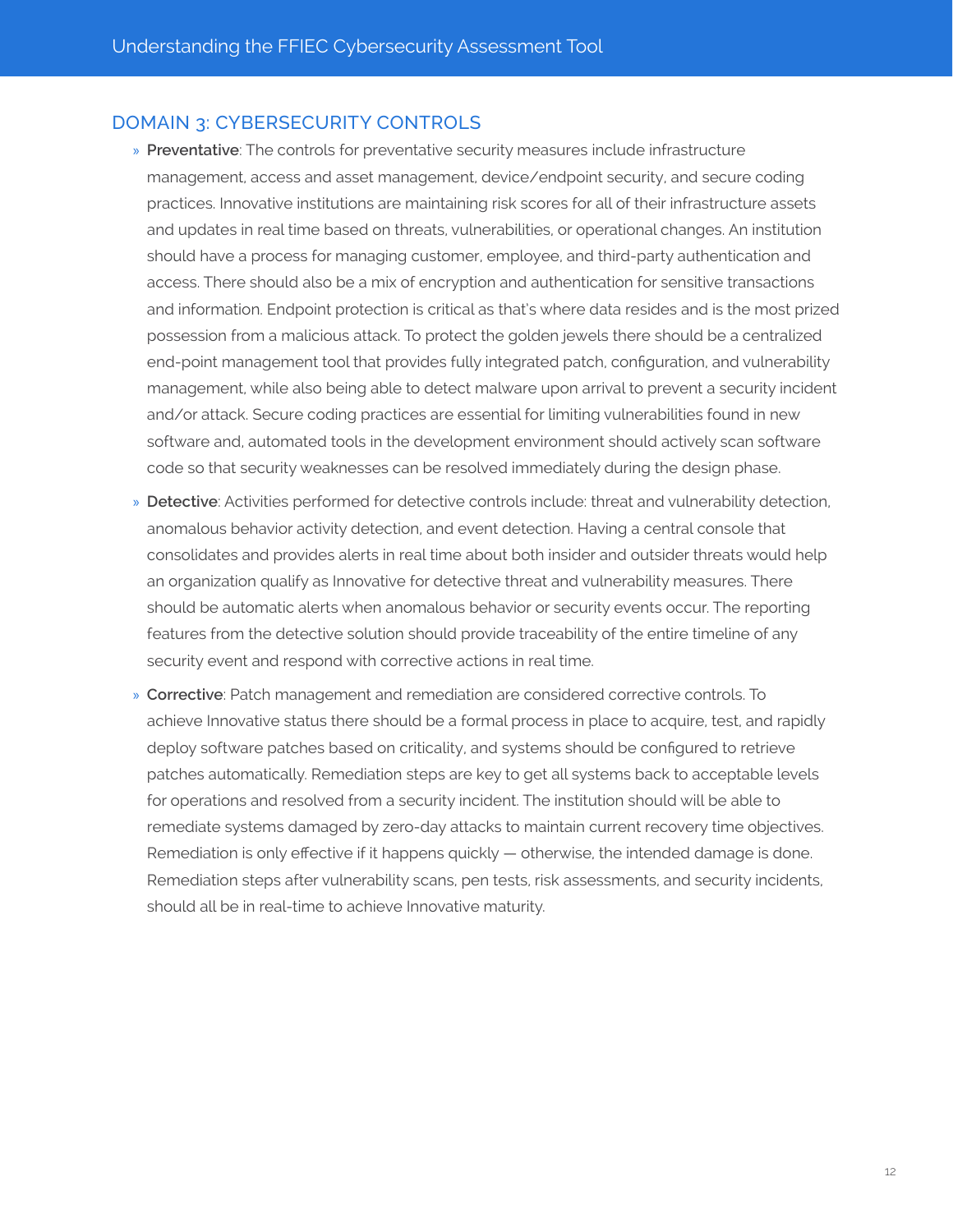## DOMAIN 3: CYBERSECURITY CONTROLS

- **Preventative**: The controls for preventative security measures include infrastructure management, access and asset management, device/endpoint security, and secure coding practices. Innovative institutions are maintaining risk scores for all of their infrastructure assets and updates in real time based on threats, vulnerabilities, or operational changes. An institution should have a process for managing customer, employee, and third-party authentication and access. There should also be a mix of encryption and authentication for sensitive transactions and information. Endpoint protection is critical as that's where data resides and is the most prized possession from a malicious attack. To protect the golden jewels there should be a centralized end-point management tool that provides fully integrated patch, configuration, and vulnerability management, while also being able to detect malware upon arrival to prevent a security incident and/or attack. Secure coding practices are essential for limiting vulnerabilities found in new software and, automated tools in the development environment should actively scan software code so that security weaknesses can be resolved immediately during the design phase.
- **Detective**: Activities performed for detective controls include: threat and vulnerability detection, anomalous behavior activity detection, and event detection. Having a central console that consolidates and provides alerts in real time about both insider and outsider threats would help an organization qualify as Innovative for detective threat and vulnerability measures. There should be automatic alerts when anomalous behavior or security events occur. The reporting features from the detective solution should provide traceability of the entire timeline of any security event and respond with corrective actions in real time.
- **Corrective**: Patch management and remediation are considered corrective controls. To achieve Innovative status there should be a formal process in place to acquire, test, and rapidly deploy software patches based on criticality, and systems should be configured to retrieve patches automatically. Remediation steps are key to get all systems back to acceptable levels for operations and resolved from a security incident. The institution should will be able to remediate systems damaged by zero-day attacks to maintain current recovery time objectives. Remediation is only effective if it happens quickly — otherwise, the intended damage is done. Remediation steps after vulnerability scans, pen tests, risk assessments, and security incidents, should all be in real-time to achieve Innovative maturity.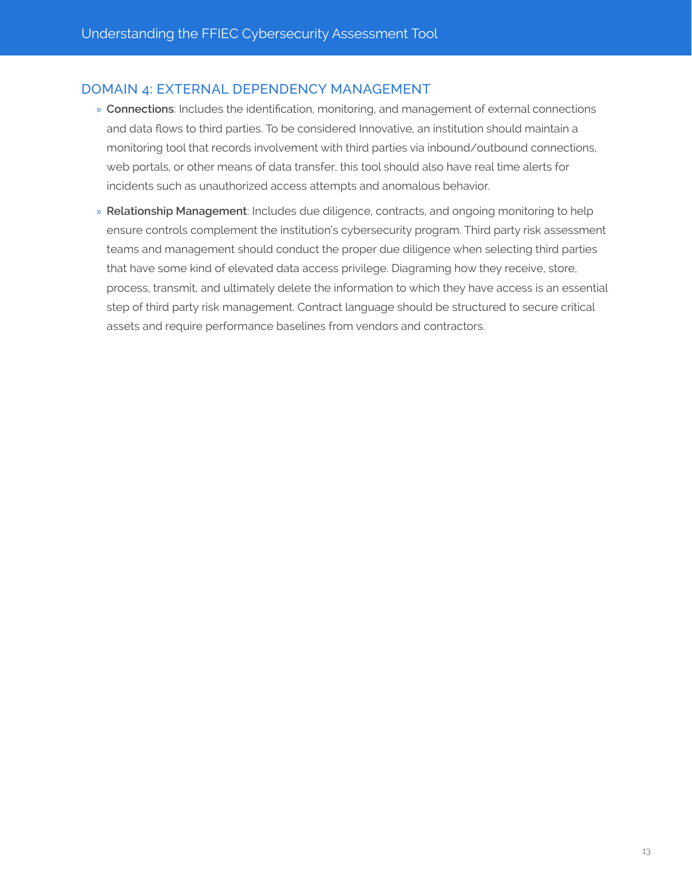## DOMAIN 4: EXTERNAL DEPENDENCY MANAGEMENT

- **Connections**: Includes the identification, monitoring, and management of external connections and data flows to third parties. To be considered Innovative, an institution should maintain a monitoring tool that records involvement with third parties via inbound/outbound connections, web portals, or other means of data transfer, this tool should also have real time alerts for incidents such as unauthorized access attempts and anomalous behavior.
- **Relationship Management**: Includes due diligence, contracts, and ongoing monitoring to help ensure controls complement the institution's cybersecurity program. Third party risk assessment teams and management should conduct the proper due diligence when selecting third parties that have some kind of elevated data access privilege. Diagraming how they receive, store, process, transmit, and ultimately delete the information to which they have access is an essential step of third party risk management. Contract language should be structured to secure critical assets and require performance baselines from vendors and contractors.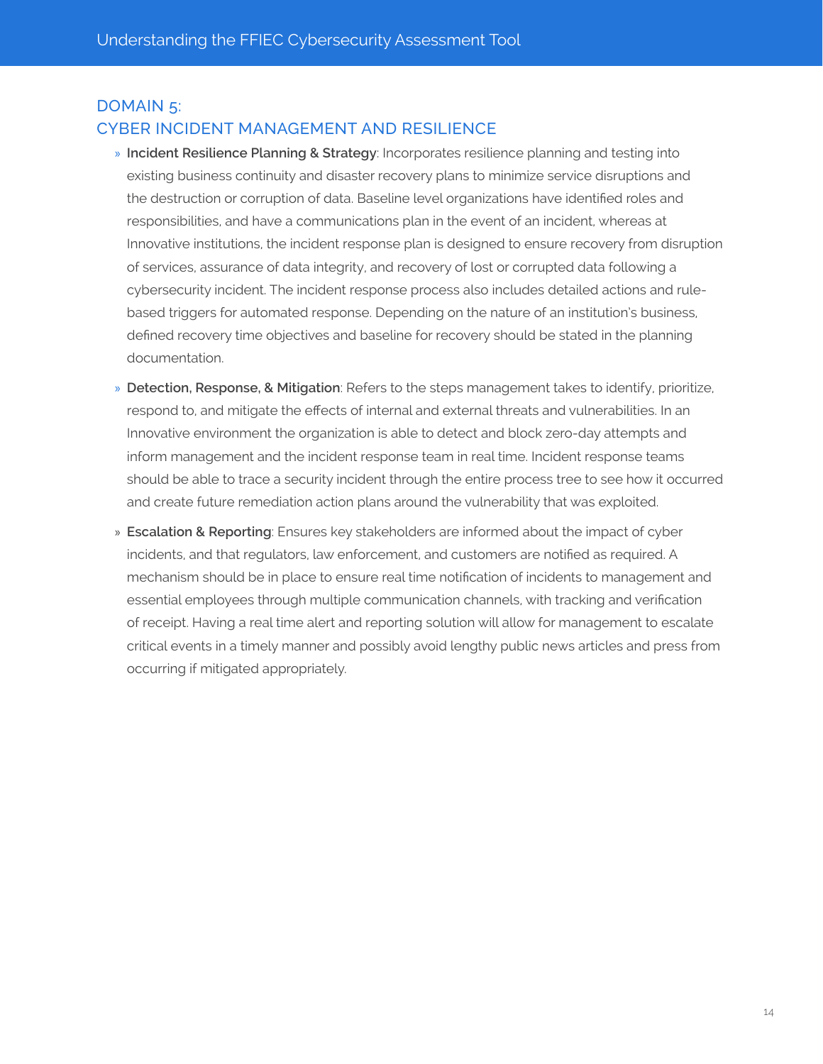## DOMAIN 5:
## CYBER INCIDENT MANAGEMENT AND RESILIENCE

- **Incident Resilience Planning & Strategy**: Incorporates resilience planning and testing into existing business continuity and disaster recovery plans to minimize service disruptions and the destruction or corruption of data. Baseline level organizations have identified roles and responsibilities, and have a communications plan in the event of an incident, whereas at Innovative institutions, the incident response plan is designed to ensure recovery from disruption of services, assurance of data integrity, and recovery of lost or corrupted data following a cybersecurity incident. The incident response process also includes detailed actions and rule-based triggers for automated response. Depending on the nature of an institution's business, defined recovery time objectives and baseline for recovery should be stated in the planning documentation.
- **Detection, Response, & Mitigation**: Refers to the steps management takes to identify, prioritize, respond to, and mitigate the effects of internal and external threats and vulnerabilities. In an Innovative environment the organization is able to detect and block zero-day attempts and inform management and the incident response team in real time. Incident response teams should be able to trace a security incident through the entire process tree to see how it occurred and create future remediation action plans around the vulnerability that was exploited.
- **Escalation & Reporting**: Ensures key stakeholders are informed about the impact of cyber incidents, and that regulators, law enforcement, and customers are notified as required. A mechanism should be in place to ensure real time notification of incidents to management and essential employees through multiple communication channels, with tracking and verification of receipt. Having a real time alert and reporting solution will allow for management to escalate critical events in a timely manner and possibly avoid lengthy public news articles and press from occurring if mitigated appropriately.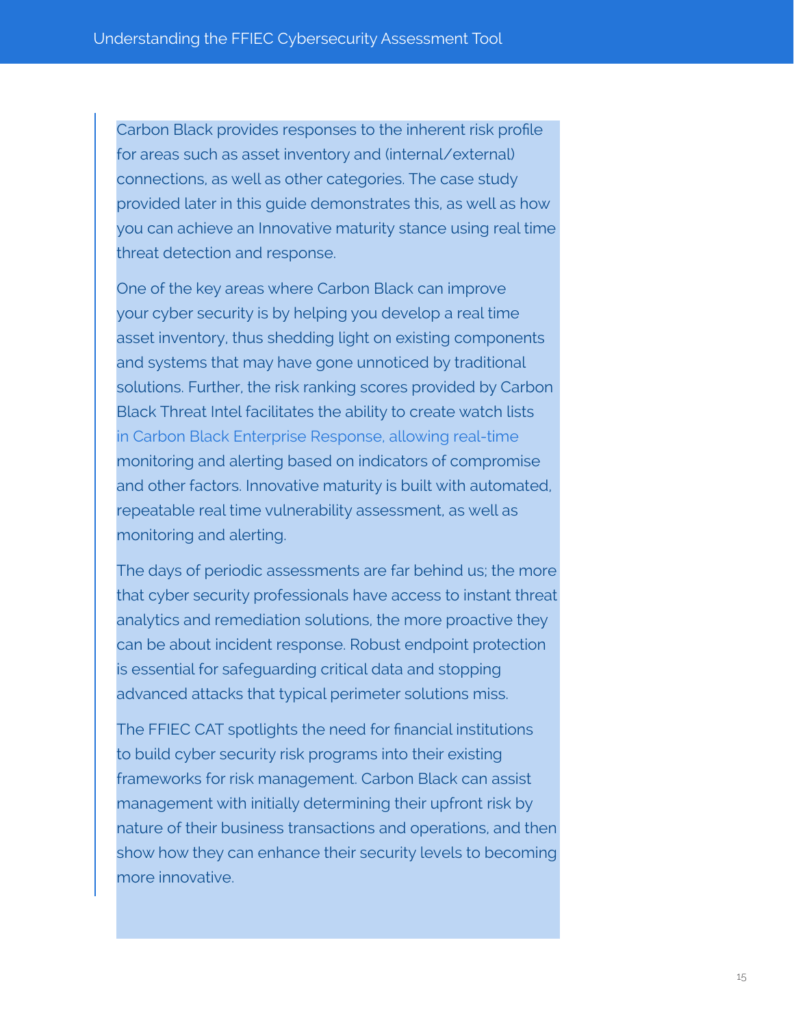Carbon Black provides responses to the inherent risk profile for areas such as asset inventory and (internal/external) connections, as well as other categories. The case study provided later in this guide demonstrates this, as well as how you can achieve an Innovative maturity stance using real time threat detection and response.

One of the key areas where Carbon Black can improve your cyber security is by helping you develop a real time asset inventory, thus shedding light on existing components and systems that may have gone unnoticed by traditional solutions. Further, the risk ranking scores provided by Carbon Black Threat Intel facilitates the ability to create watch lists in Carbon Black Enterprise Response, allowing real-time monitoring and alerting based on indicators of compromise and other factors. Innovative maturity is built with automated, repeatable real time vulnerability assessment, as well as monitoring and alerting.

The days of periodic assessments are far behind us; the more that cyber security professionals have access to instant threat analytics and remediation solutions, the more proactive they can be about incident response. Robust endpoint protection is essential for safeguarding critical data and stopping advanced attacks that typical perimeter solutions miss.

The FFIEC CAT spotlights the need for financial institutions to build cyber security risk programs into their existing frameworks for risk management. Carbon Black can assist management with initially determining their upfront risk by nature of their business transactions and operations, and then show how they can enhance their security levels to becoming more innovative.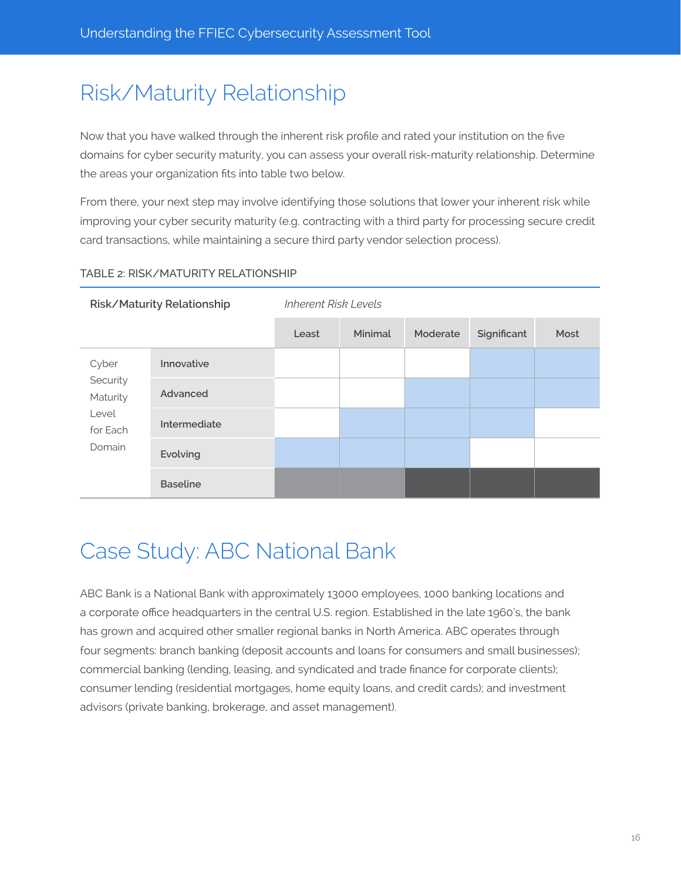## Risk/Maturity Relationship

Now that you have walked through the inherent risk profile and rated your institution on the five domains for cyber security maturity, you can assess your overall risk-maturity relationship. Determine the areas your organization fits into table two below.

From there, your next step may involve identifying those solutions that lower your inherent risk while improving your cyber security maturity (e.g. contracting with a third party for processing secure credit card transactions, while maintaining a secure third party vendor selection process).

TABLE 2: RISK/MATURITY RELATIONSHIP

| **Risk/Maturity Relationship** | | *Inherent Risk Levels* | | | | |
|---|---|---|---|---|---|---|
| | | Least | Minimal | Moderate | Significant | Most |
| Cyber Security Maturity Level for Each Domain | Innovative | | | | | |
| | Advanced | | | | | |
| | Intermediate | | | | | |
| | Evolving | | | | | |
| | Baseline | | | | | |

## Case Study: ABC National Bank

ABC Bank is a National Bank with approximately 13000 employees, 1000 banking locations and a corporate office headquarters in the central U.S. region. Established in the late 1960's, the bank has grown and acquired other smaller regional banks in North America. ABC operates through four segments: branch banking (deposit accounts and loans for consumers and small businesses); commercial banking (lending, leasing, and syndicated and trade finance for corporate clients); consumer lending (residential mortgages, home equity loans, and credit cards); and investment advisors (private banking, brokerage, and asset management).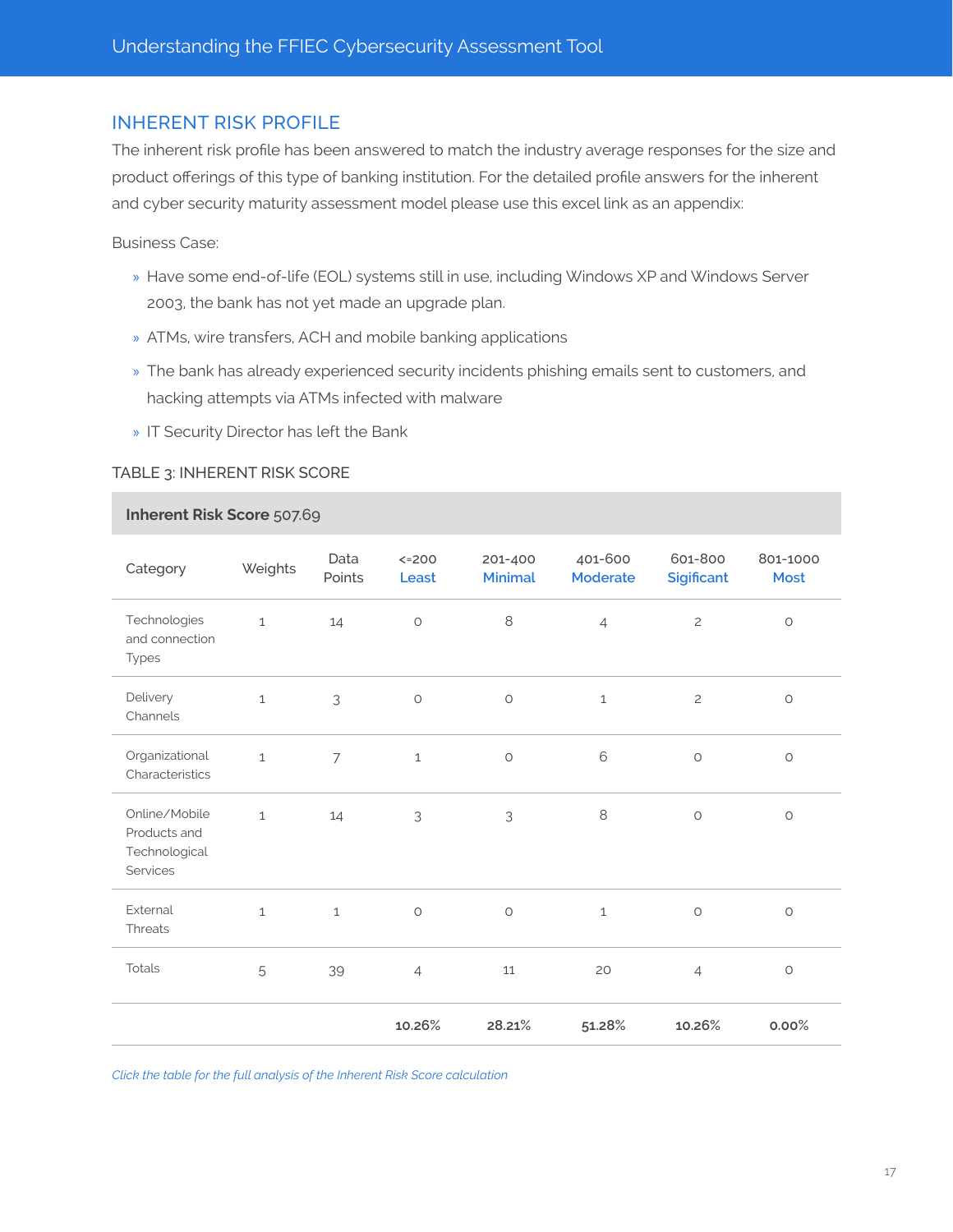## INHERENT RISK PROFILE

The inherent risk profile has been answered to match the industry average responses for the size and product offerings of this type of banking institution. For the detailed profile answers for the inherent and cyber security maturity assessment model please use this excel link as an appendix:

Business Case:

- Have some end-of-life (EOL) systems still in use, including Windows XP and Windows Server 2003, the bank has not yet made an upgrade plan.
- ATMs, wire transfers, ACH and mobile banking applications
- The bank has already experienced security incidents phishing emails sent to customers, and hacking attempts via ATMs infected with malware
- IT Security Director has left the Bank

TABLE 3: INHERENT RISK SCORE

| **Inherent Risk Score** 507.69 | | | | | | | |
|---|---|---|---|---|---|---|---|
| Category | Weights | Data Points | <=200 Least | 201-400 Minimal | 401-600 Moderate | 601-800 Sigificant | 801-1000 Most |
| Technologies and connection Types | 1 | 14 | 0 | 8 | 4 | 2 | 0 |
| Delivery Channels | 1 | 3 | 0 | 0 | 1 | 2 | 0 |
| Organizational Characteristics | 1 | 7 | 1 | 0 | 6 | 0 | 0 |
| Online/Mobile Products and Technological Services | 1 | 14 | 3 | 3 | 8 | 0 | 0 |
| External Threats | 1 | 1 | 0 | 0 | 1 | 0 | 0 |
| Totals | 5 | 39 | 4 | 11 | 20 | 4 | 0 |
| | | | **10.26%** | **28.21%** | **51.28%** | **10.26%** | **0.00%** |

*Click the table for the full analysis of the Inherent Risk Score calculation*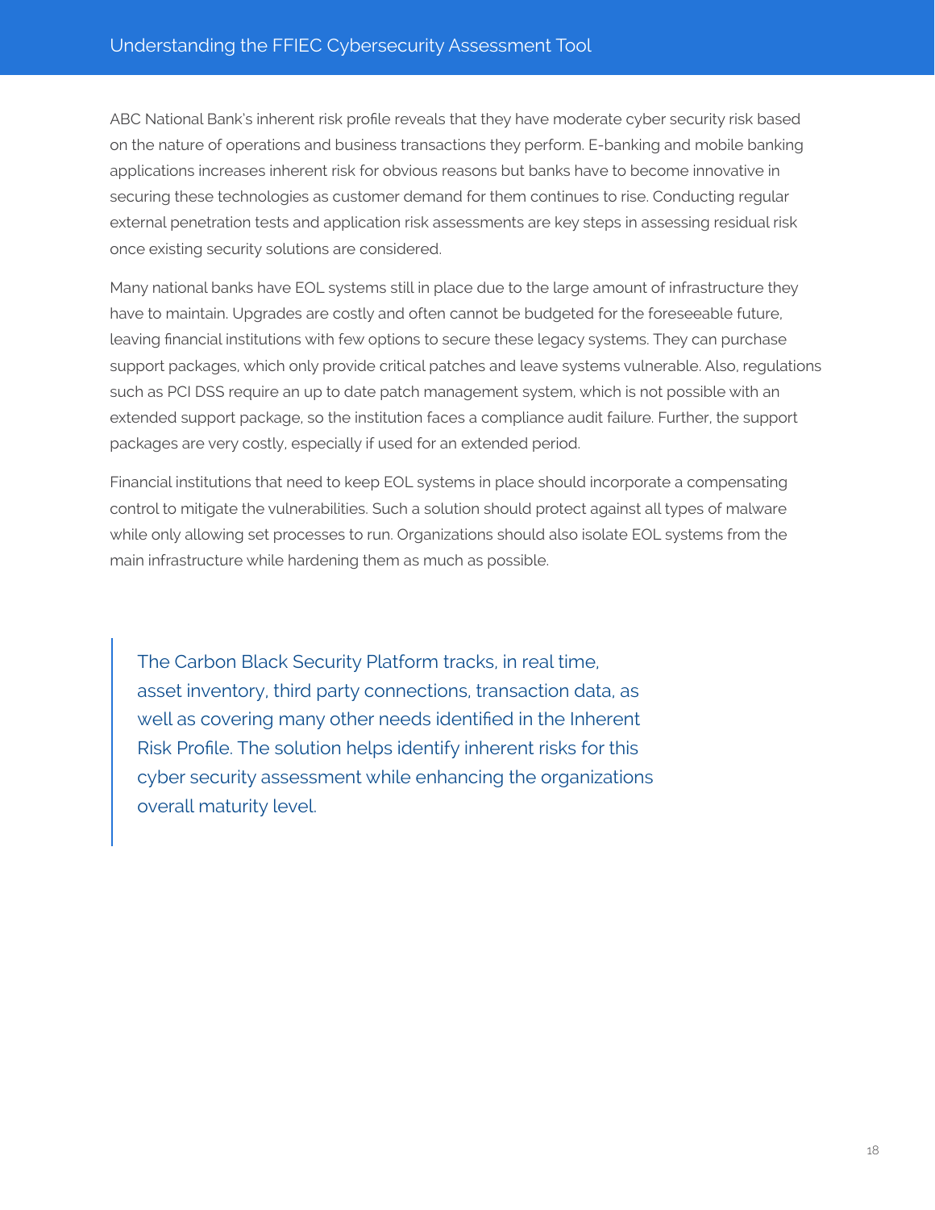ABC National Bank's inherent risk profile reveals that they have moderate cyber security risk based on the nature of operations and business transactions they perform. E-banking and mobile banking applications increases inherent risk for obvious reasons but banks have to become innovative in securing these technologies as customer demand for them continues to rise. Conducting regular external penetration tests and application risk assessments are key steps in assessing residual risk once existing security solutions are considered.

Many national banks have EOL systems still in place due to the large amount of infrastructure they have to maintain. Upgrades are costly and often cannot be budgeted for the foreseeable future, leaving financial institutions with few options to secure these legacy systems. They can purchase support packages, which only provide critical patches and leave systems vulnerable. Also, regulations such as PCI DSS require an up to date patch management system, which is not possible with an extended support package, so the institution faces a compliance audit failure. Further, the support packages are very costly, especially if used for an extended period.

Financial institutions that need to keep EOL systems in place should incorporate a compensating control to mitigate the vulnerabilities. Such a solution should protect against all types of malware while only allowing set processes to run. Organizations should also isolate EOL systems from the main infrastructure while hardening them as much as possible.

> The Carbon Black Security Platform tracks, in real time, asset inventory, third party connections, transaction data, as well as covering many other needs identified in the Inherent Risk Profile. The solution helps identify inherent risks for this cyber security assessment while enhancing the organizations overall maturity level.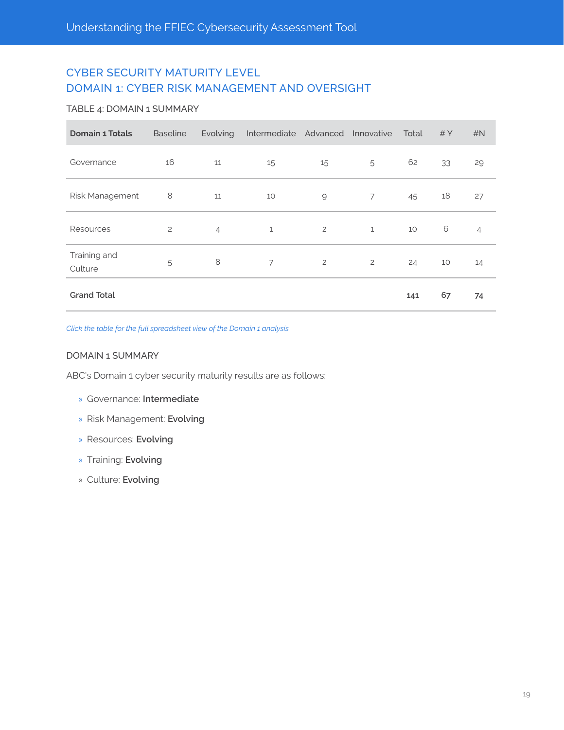## CYBER SECURITY MATURITY LEVEL
## DOMAIN 1: CYBER RISK MANAGEMENT AND OVERSIGHT

TABLE 4: DOMAIN 1 SUMMARY

| Domain 1 Totals | Baseline | Evolving | Intermediate | Advanced | Innovative | Total | # Y | #N |
|---|---|---|---|---|---|---|---|---|
| Governance | 16 | 11 | 15 | 15 | 5 | 62 | 33 | 29 |
| Risk Management | 8 | 11 | 10 | 9 | 7 | 45 | 18 | 27 |
| Resources | 2 | 4 | 1 | 2 | 1 | 10 | 6 | 4 |
| Training and Culture | 5 | 8 | 7 | 2 | 2 | 24 | 10 | 14 |
| **Grand Total** | | | | | | **141** | **67** | **74** |

*Click the table for the full spreadsheet view of the Domain 1 analysis*

### DOMAIN 1 SUMMARY

ABC's Domain 1 cyber security maturity results are as follows:

- Governance: **Intermediate**
- Risk Management: **Evolving**
- Resources: **Evolving**
- Training: **Evolving**
- Culture: **Evolving**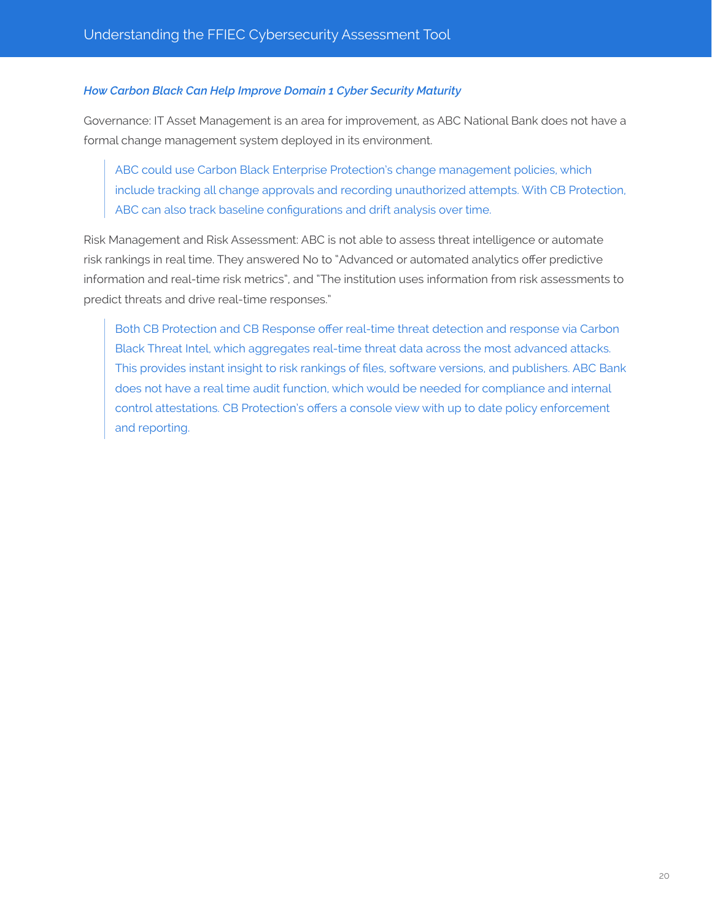### *How Carbon Black Can Help Improve Domain 1 Cyber Security Maturity*

Governance: IT Asset Management is an area for improvement, as ABC National Bank does not have a formal change management system deployed in its environment.

> ABC could use Carbon Black Enterprise Protection's change management policies, which include tracking all change approvals and recording unauthorized attempts. With CB Protection, ABC can also track baseline configurations and drift analysis over time.

Risk Management and Risk Assessment: ABC is not able to assess threat intelligence or automate risk rankings in real time. They answered No to "Advanced or automated analytics offer predictive information and real-time risk metrics", and "The institution uses information from risk assessments to predict threats and drive real-time responses."

> Both CB Protection and CB Response offer real-time threat detection and response via Carbon Black Threat Intel, which aggregates real-time threat data across the most advanced attacks. This provides instant insight to risk rankings of files, software versions, and publishers. ABC Bank does not have a real time audit function, which would be needed for compliance and internal control attestations. CB Protection's offers a console view with up to date policy enforcement and reporting.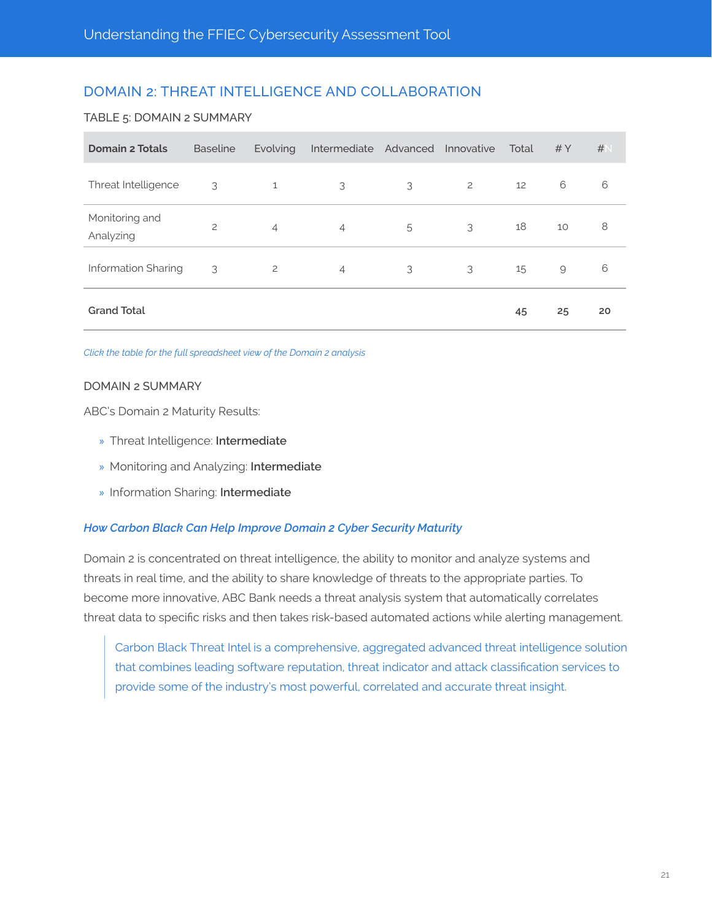## DOMAIN 2: THREAT INTELLIGENCE AND COLLABORATION

TABLE 5: DOMAIN 2 SUMMARY

| Domain 2 Totals | Baseline | Evolving | Intermediate | Advanced | Innovative | Total | # Y | # N |
|---|---|---|---|---|---|---|---|---|
| Threat Intelligence | 3 | 1 | 3 | 3 | 2 | 12 | 6 | 6 |
| Monitoring and Analyzing | 2 | 4 | 4 | 5 | 3 | 18 | 10 | 8 |
| Information Sharing | 3 | 2 | 4 | 3 | 3 | 15 | 9 | 6 |
| **Grand Total** | | | | | | **45** | **25** | **20** |

*Click the table for the full spreadsheet view of the Domain 2 analysis*

### DOMAIN 2 SUMMARY

ABC's Domain 2 Maturity Results:

- Threat Intelligence: **Intermediate**
- Monitoring and Analyzing: **Intermediate**
- Information Sharing: **Intermediate**

#### *How Carbon Black Can Help Improve Domain 2 Cyber Security Maturity*

Domain 2 is concentrated on threat intelligence, the ability to monitor and analyze systems and threats in real time, and the ability to share knowledge of threats to the appropriate parties. To become more innovative, ABC Bank needs a threat analysis system that automatically correlates threat data to specific risks and then takes risk-based automated actions while alerting management.

> Carbon Black Threat Intel is a comprehensive, aggregated advanced threat intelligence solution that combines leading software reputation, threat indicator and attack classification services to provide some of the industry's most powerful, correlated and accurate threat insight.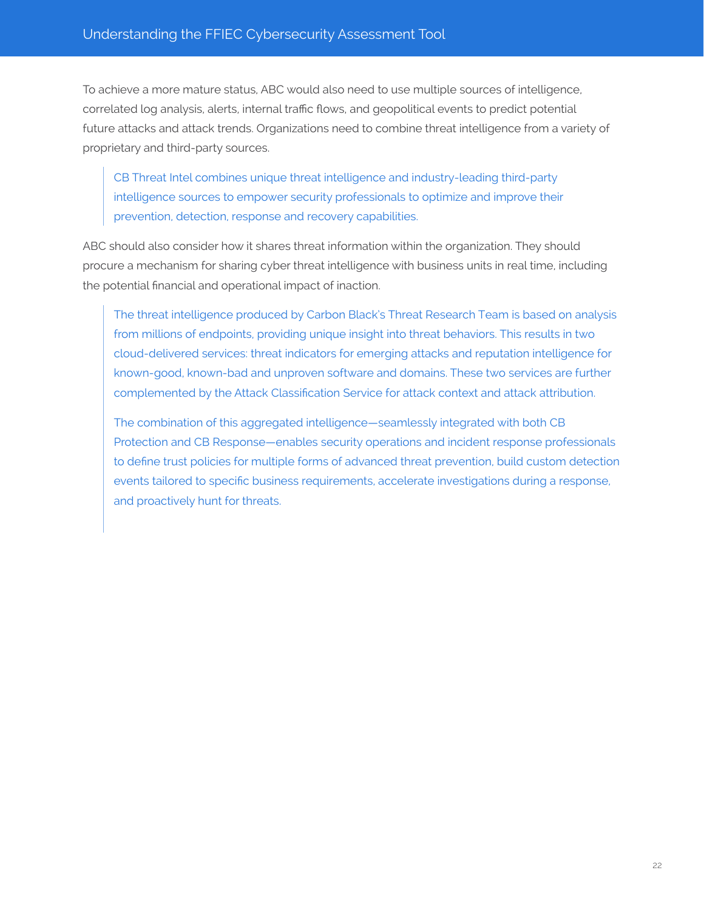To achieve a more mature status, ABC would also need to use multiple sources of intelligence, correlated log analysis, alerts, internal traffic flows, and geopolitical events to predict potential future attacks and attack trends. Organizations need to combine threat intelligence from a variety of proprietary and third-party sources.

> CB Threat Intel combines unique threat intelligence and industry-leading third-party intelligence sources to empower security professionals to optimize and improve their prevention, detection, response and recovery capabilities.

ABC should also consider how it shares threat information within the organization. They should procure a mechanism for sharing cyber threat intelligence with business units in real time, including the potential financial and operational impact of inaction.

> The threat intelligence produced by Carbon Black's Threat Research Team is based on analysis from millions of endpoints, providing unique insight into threat behaviors. This results in two cloud-delivered services: threat indicators for emerging attacks and reputation intelligence for known-good, known-bad and unproven software and domains. These two services are further complemented by the Attack Classification Service for attack context and attack attribution.
>
> The combination of this aggregated intelligence—seamlessly integrated with both CB Protection and CB Response—enables security operations and incident response professionals to define trust policies for multiple forms of advanced threat prevention, build custom detection events tailored to specific business requirements, accelerate investigations during a response, and proactively hunt for threats.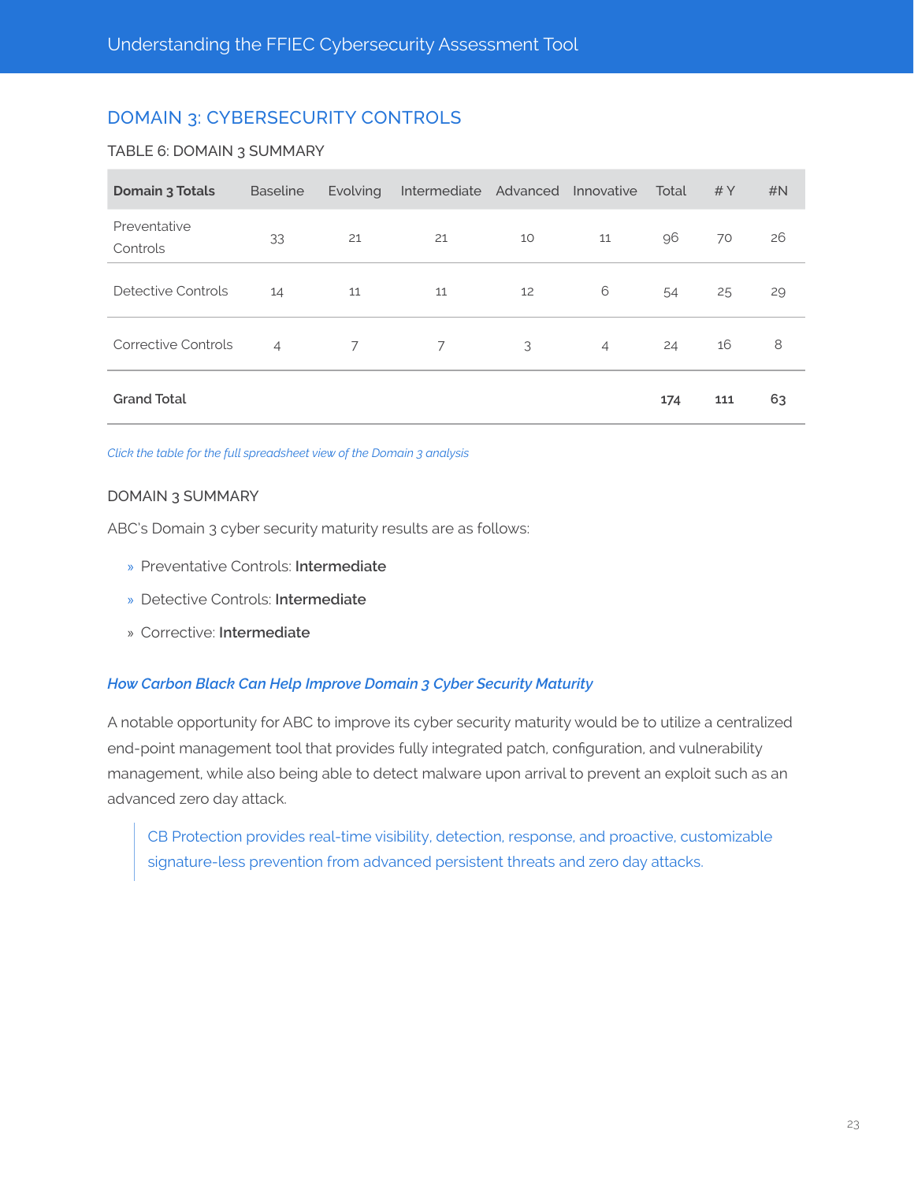## DOMAIN 3: CYBERSECURITY CONTROLS

TABLE 6: DOMAIN 3 SUMMARY

| Domain 3 Totals | Baseline | Evolving | Intermediate | Advanced | Innovative | Total | # Y | #N |
|---|---|---|---|---|---|---|---|---|
| Preventative Controls | 33 | 21 | 21 | 10 | 11 | 96 | 70 | 26 |
| Detective Controls | 14 | 11 | 11 | 12 | 6 | 54 | 25 | 29 |
| Corrective Controls | 4 | 7 | 7 | 3 | 4 | 24 | 16 | 8 |
| **Grand Total** | | | | | | **174** | **111** | **63** |

*Click the table for the full spreadsheet view of the Domain 3 analysis*

### DOMAIN 3 SUMMARY

ABC's Domain 3 cyber security maturity results are as follows:

- Preventative Controls: **Intermediate**
- Detective Controls: **Intermediate**
- Corrective: **Intermediate**

### *How Carbon Black Can Help Improve Domain 3 Cyber Security Maturity*

A notable opportunity for ABC to improve its cyber security maturity would be to utilize a centralized end-point management tool that provides fully integrated patch, configuration, and vulnerability management, while also being able to detect malware upon arrival to prevent an exploit such as an advanced zero day attack.

> CB Protection provides real-time visibility, detection, response, and proactive, customizable signature-less prevention from advanced persistent threats and zero day attacks.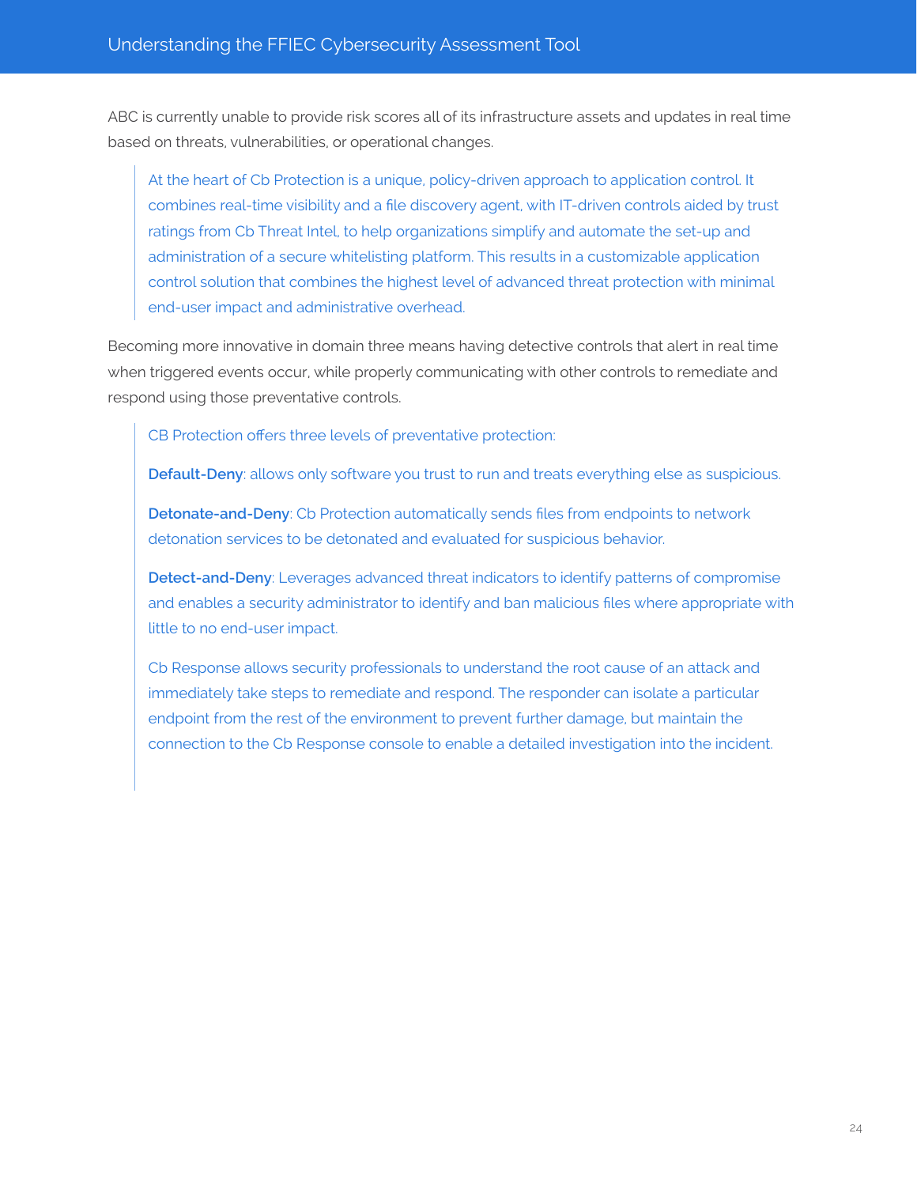ABC is currently unable to provide risk scores all of its infrastructure assets and updates in real time based on threats, vulnerabilities, or operational changes.

> At the heart of Cb Protection is a unique, policy-driven approach to application control. It combines real-time visibility and a file discovery agent, with IT-driven controls aided by trust ratings from Cb Threat Intel, to help organizations simplify and automate the set-up and administration of a secure whitelisting platform. This results in a customizable application control solution that combines the highest level of advanced threat protection with minimal end-user impact and administrative overhead.

Becoming more innovative in domain three means having detective controls that alert in real time when triggered events occur, while properly communicating with other controls to remediate and respond using those preventative controls.

> CB Protection offers three levels of preventative protection:
>
> **Default-Deny**: allows only software you trust to run and treats everything else as suspicious.
>
> **Detonate-and-Deny**: Cb Protection automatically sends files from endpoints to network detonation services to be detonated and evaluated for suspicious behavior.
>
> **Detect-and-Deny**: Leverages advanced threat indicators to identify patterns of compromise and enables a security administrator to identify and ban malicious files where appropriate with little to no end-user impact.
>
> Cb Response allows security professionals to understand the root cause of an attack and immediately take steps to remediate and respond. The responder can isolate a particular endpoint from the rest of the environment to prevent further damage, but maintain the connection to the Cb Response console to enable a detailed investigation into the incident.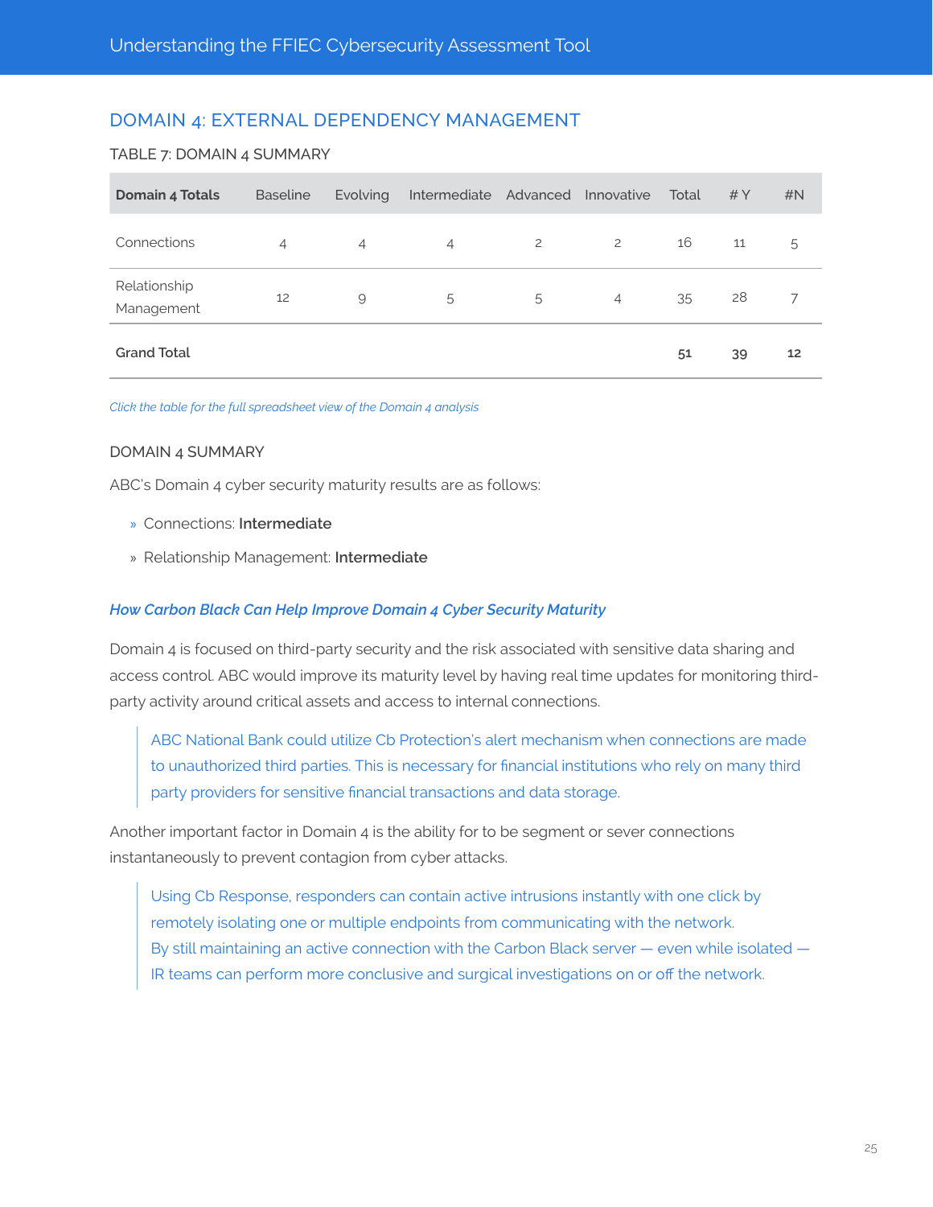## DOMAIN 4: EXTERNAL DEPENDENCY MANAGEMENT

TABLE 7: DOMAIN 4 SUMMARY

| Domain 4 Totals | Baseline | Evolving | Intermediate | Advanced | Innovative | Total | # Y | #N |
|---|---|---|---|---|---|---|---|---|
| Connections | 4 | 4 | 4 | 2 | 2 | 16 | 11 | 5 |
| Relationship Management | 12 | 9 | 5 | 5 | 4 | 35 | 28 | 7 |
| **Grand Total** | | | | | | **51** | **39** | **12** |

*Click the table for the full spreadsheet view of the Domain 4 analysis*

### DOMAIN 4 SUMMARY

ABC's Domain 4 cyber security maturity results are as follows:

- Connections: **Intermediate**
- Relationship Management: **Intermediate**

### *How Carbon Black Can Help Improve Domain 4 Cyber Security Maturity*

Domain 4 is focused on third-party security and the risk associated with sensitive data sharing and access control. ABC would improve its maturity level by having real time updates for monitoring third-party activity around critical assets and access to internal connections.

> ABC National Bank could utilize Cb Protection's alert mechanism when connections are made to unauthorized third parties. This is necessary for financial institutions who rely on many third party providers for sensitive financial transactions and data storage.

Another important factor in Domain 4 is the ability for to be segment or sever connections instantaneously to prevent contagion from cyber attacks.

> Using Cb Response, responders can contain active intrusions instantly with one click by remotely isolating one or multiple endpoints from communicating with the network. By still maintaining an active connection with the Carbon Black server — even while isolated — IR teams can perform more conclusive and surgical investigations on or off the network.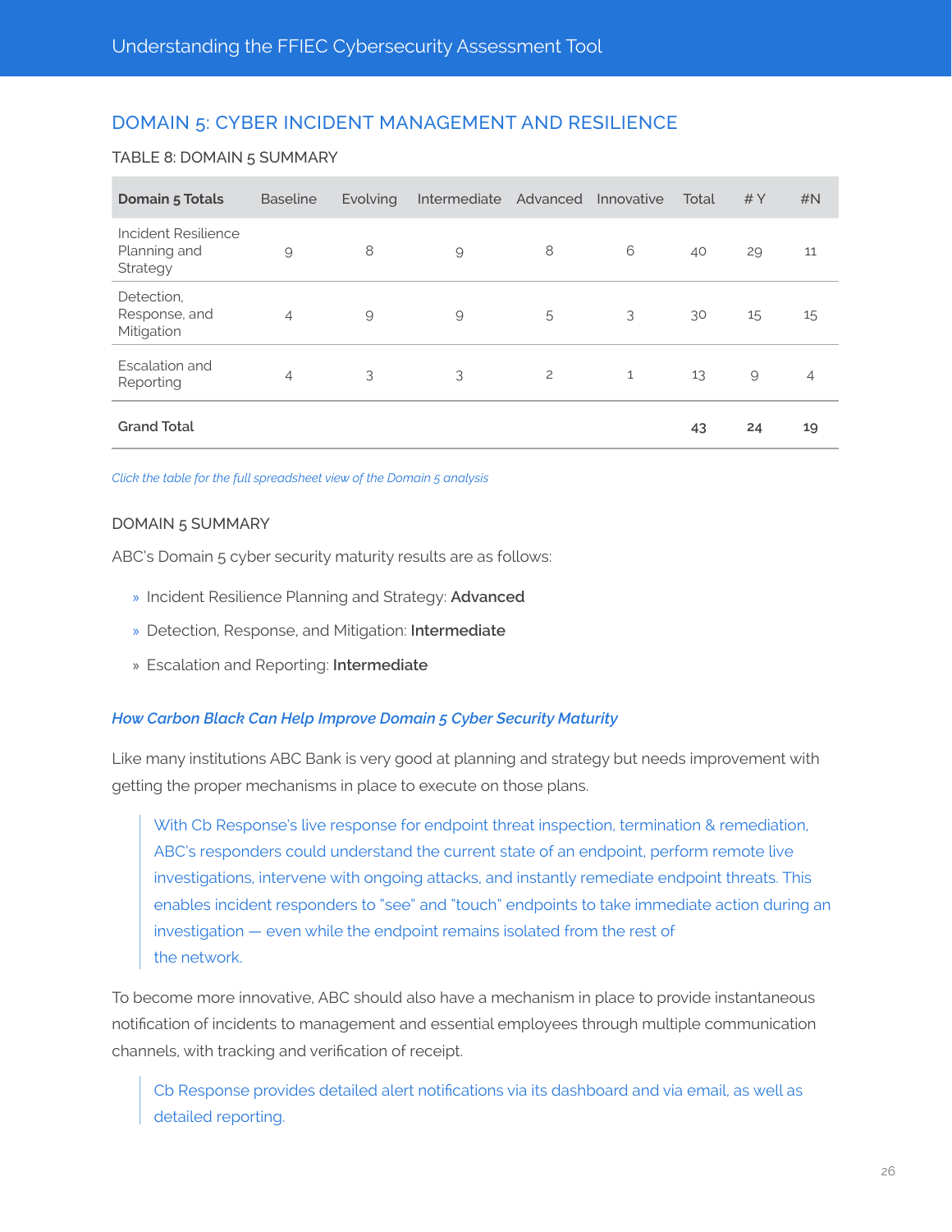## DOMAIN 5: CYBER INCIDENT MANAGEMENT AND RESILIENCE

TABLE 8: DOMAIN 5 SUMMARY

| Domain 5 Totals | Baseline | Evolving | Intermediate | Advanced | Innovative | Total | # Y | #N |
|---|---|---|---|---|---|---|---|---|
| Incident Resilience Planning and Strategy | 9 | 8 | 9 | 8 | 6 | 40 | 29 | 11 |
| Detection, Response, and Mitigation | 4 | 9 | 9 | 5 | 3 | 30 | 15 | 15 |
| Escalation and Reporting | 4 | 3 | 3 | 2 | 1 | 13 | 9 | 4 |
| **Grand Total** | | | | | | **43** | **24** | **19** |

*Click the table for the full spreadsheet view of the Domain 5 analysis*

DOMAIN 5 SUMMARY

ABC's Domain 5 cyber security maturity results are as follows:

- Incident Resilience Planning and Strategy: **Advanced**
- Detection, Response, and Mitigation: **Intermediate**
- Escalation and Reporting: **Intermediate**

### *How Carbon Black Can Help Improve Domain 5 Cyber Security Maturity*

Like many institutions ABC Bank is very good at planning and strategy but needs improvement with getting the proper mechanisms in place to execute on those plans.

> With Cb Response's live response for endpoint threat inspection, termination & remediation, ABC's responders could understand the current state of an endpoint, perform remote live investigations, intervene with ongoing attacks, and instantly remediate endpoint threats. This enables incident responders to "see" and "touch" endpoints to take immediate action during an investigation — even while the endpoint remains isolated from the rest of the network.

To become more innovative, ABC should also have a mechanism in place to provide instantaneous notification of incidents to management and essential employees through multiple communication channels, with tracking and verification of receipt.

> Cb Response provides detailed alert notifications via its dashboard and via email, as well as detailed reporting.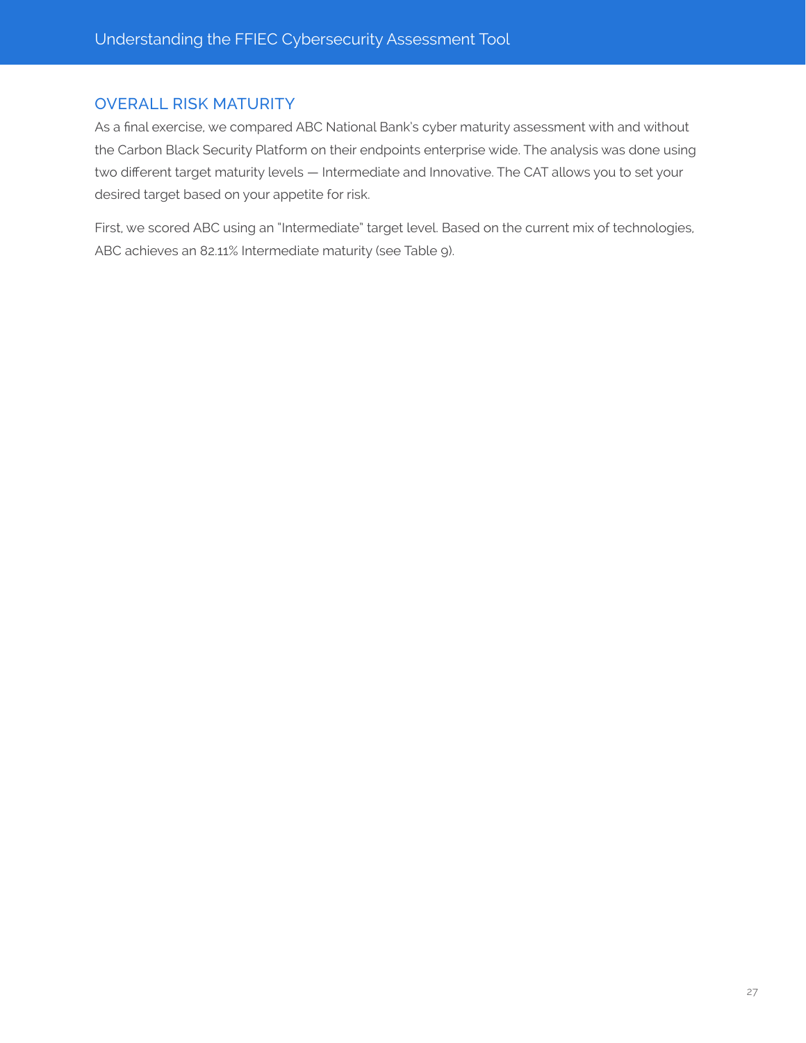## OVERALL RISK MATURITY

As a final exercise, we compared ABC National Bank's cyber maturity assessment with and without the Carbon Black Security Platform on their endpoints enterprise wide. The analysis was done using two different target maturity levels — Intermediate and Innovative. The CAT allows you to set your desired target based on your appetite for risk.

First, we scored ABC using an "Intermediate" target level. Based on the current mix of technologies, ABC achieves an 82.11% Intermediate maturity (see Table 9).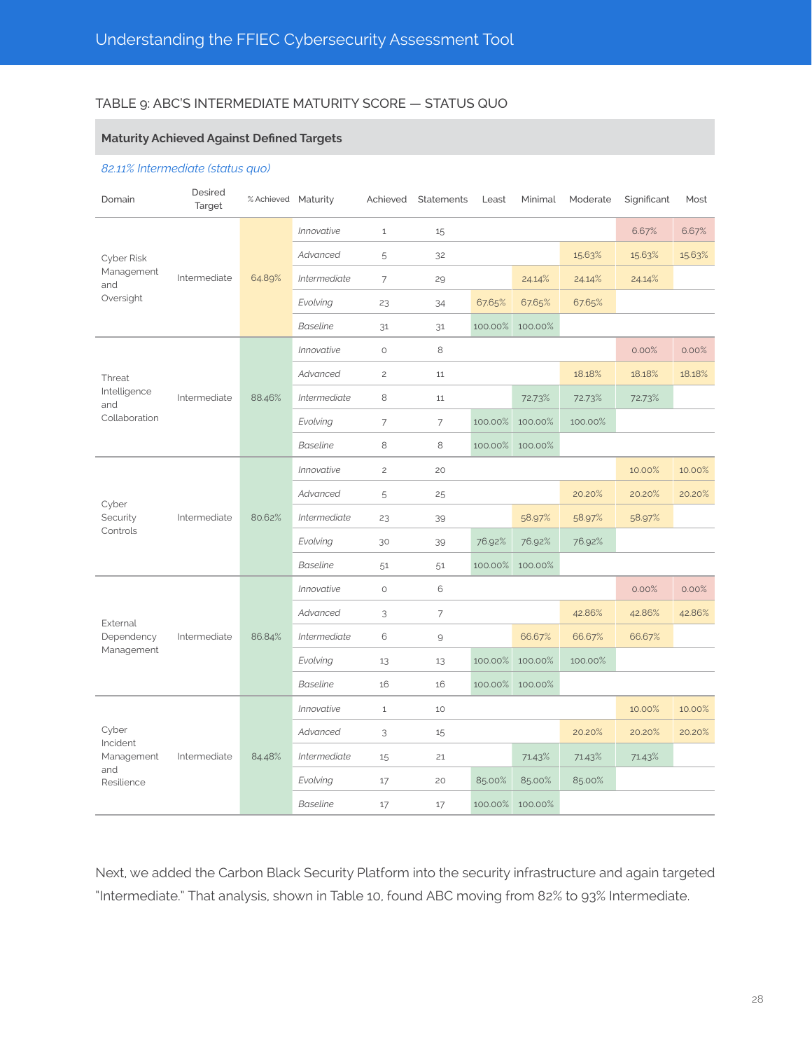TABLE 9: ABC'S INTERMEDIATE MATURITY SCORE — STATUS QUO

**Maturity Achieved Against Defined Targets**

*82.11% Intermediate (status quo)*

| Domain | Desired Target | % Achieved | Maturity | Achieved | Statements | Least | Minimal | Moderate | Significant | Most |
|---|---|---|---|---|---|---|---|---|---|---|
| Cyber Risk Management and Oversight | Intermediate | 64.89% | *Innovative* | 1 | 15 | | | | 6.67% | 6.67% |
| | | | *Advanced* | 5 | 32 | | | 15.63% | 15.63% | 15.63% |
| | | | *Intermediate* | 7 | 29 | | 24.14% | 24.14% | 24.14% | |
| | | | *Evolving* | 23 | 34 | 67.65% | 67.65% | 67.65% | | |
| | | | *Baseline* | 31 | 31 | 100.00% | 100.00% | | | |
| Threat Intelligence and Collaboration | Intermediate | 88.46% | *Innovative* | 0 | 8 | | | | 0.00% | 0.00% |
| | | | *Advanced* | 2 | 11 | | | 18.18% | 18.18% | 18.18% |
| | | | *Intermediate* | 8 | 11 | | 72.73% | 72.73% | 72.73% | |
| | | | *Evolving* | 7 | 7 | 100.00% | 100.00% | 100.00% | | |
| | | | *Baseline* | 8 | 8 | 100.00% | 100.00% | | | |
| Cyber Security Controls | Intermediate | 80.62% | *Innovative* | 2 | 20 | | | | 10.00% | 10.00% |
| | | | *Advanced* | 5 | 25 | | | 20.20% | 20.20% | 20.20% |
| | | | *Intermediate* | 23 | 39 | | 58.97% | 58.97% | 58.97% | |
| | | | *Evolving* | 30 | 39 | 76.92% | 76.92% | 76.92% | | |
| | | | *Baseline* | 51 | 51 | 100.00% | 100.00% | | | |
| External Dependency Management | Intermediate | 86.84% | *Innovative* | 0 | 6 | | | | 0.00% | 0.00% |
| | | | *Advanced* | 3 | 7 | | | 42.86% | 42.86% | 42.86% |
| | | | *Intermediate* | 6 | 9 | | 66.67% | 66.67% | 66.67% | |
| | | | *Evolving* | 13 | 13 | 100.00% | 100.00% | 100.00% | | |
| | | | *Baseline* | 16 | 16 | 100.00% | 100.00% | | | |
| Cyber Incident Management and Resilience | Intermediate | 84.48% | *Innovative* | 1 | 10 | | | | 10.00% | 10.00% |
| | | | *Advanced* | 3 | 15 | | | 20.20% | 20.20% | 20.20% |
| | | | *Intermediate* | 15 | 21 | | 71.43% | 71.43% | 71.43% | |
| | | | *Evolving* | 17 | 20 | 85.00% | 85.00% | 85.00% | | |
| | | | *Baseline* | 17 | 17 | 100.00% | 100.00% | | | |

Next, we added the Carbon Black Security Platform into the security infrastructure and again targeted "Intermediate." That analysis, shown in Table 10, found ABC moving from 82% to 93% Intermediate.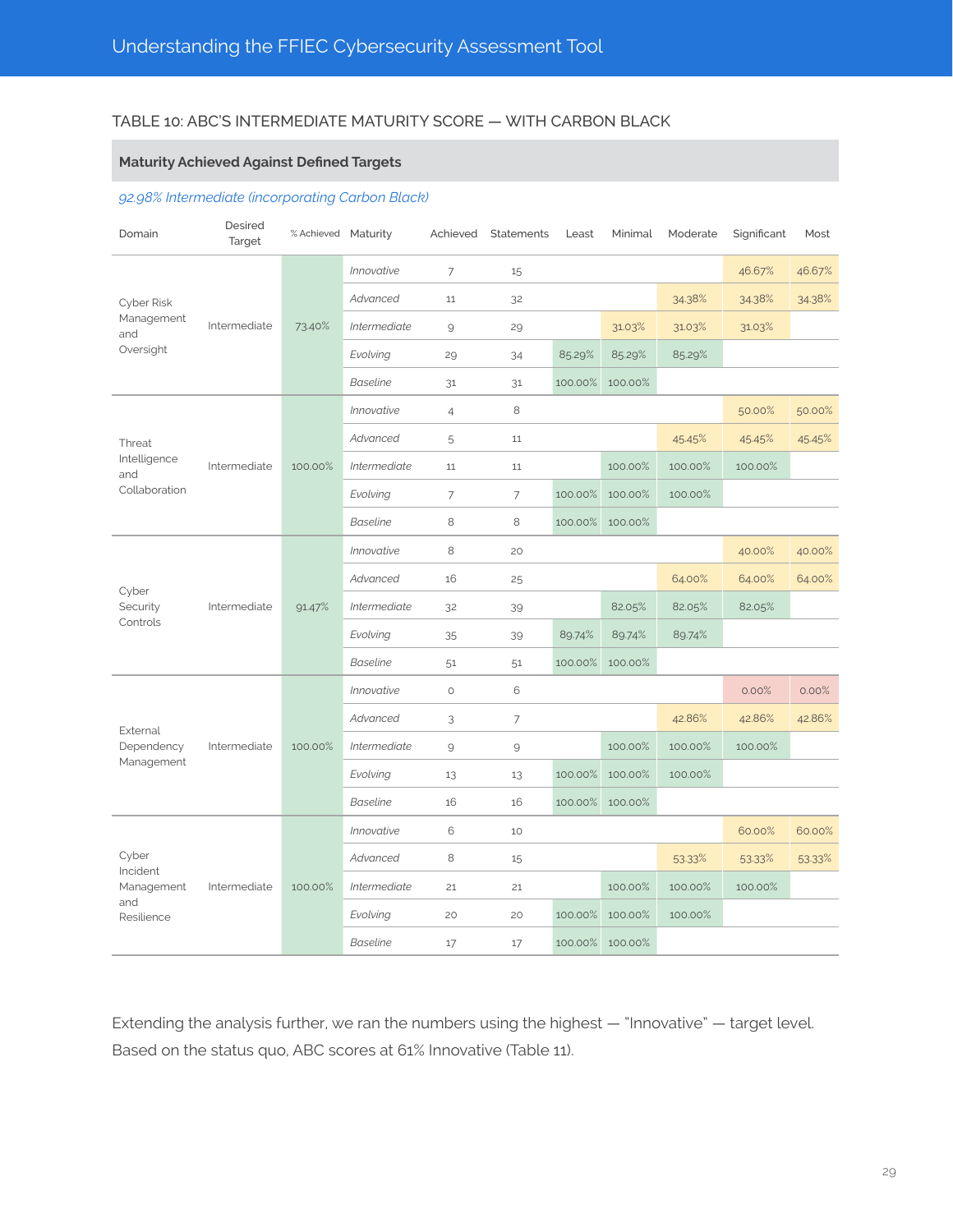TABLE 10: ABC'S INTERMEDIATE MATURITY SCORE — WITH CARBON BLACK

**Maturity Achieved Against Defined Targets**

*92.98% Intermediate (incorporating Carbon Black)*

| Domain | Desired Target | % Achieved | Maturity | Achieved | Statements | Least | Minimal | Moderate | Significant | Most |
|---|---|---|---|---|---|---|---|---|---|---|
| Cyber Risk Management and Oversight | Intermediate | 73.40% | *Innovative* | 7 | 15 | | | | 46.67% | 46.67% |
| | | | *Advanced* | 11 | 32 | | | 34.38% | 34.38% | 34.38% |
| | | | *Intermediate* | 9 | 29 | | 31.03% | 31.03% | 31.03% | |
| | | | *Evolving* | 29 | 34 | 85.29% | 85.29% | 85.29% | | |
| | | | *Baseline* | 31 | 31 | 100.00% | 100.00% | | | |
| Threat Intelligence and Collaboration | Intermediate | 100.00% | *Innovative* | 4 | 8 | | | | 50.00% | 50.00% |
| | | | *Advanced* | 5 | 11 | | | 45.45% | 45.45% | 45.45% |
| | | | *Intermediate* | 11 | 11 | | 100.00% | 100.00% | 100.00% | |
| | | | *Evolving* | 7 | 7 | 100.00% | 100.00% | 100.00% | | |
| | | | *Baseline* | 8 | 8 | 100.00% | 100.00% | | | |
| Cyber Security Controls | Intermediate | 91.47% | *Innovative* | 8 | 20 | | | | 40.00% | 40.00% |
| | | | *Advanced* | 16 | 25 | | | 64.00% | 64.00% | 64.00% |
| | | | *Intermediate* | 32 | 39 | | 82.05% | 82.05% | 82.05% | |
| | | | *Evolving* | 35 | 39 | 89.74% | 89.74% | 89.74% | | |
| | | | *Baseline* | 51 | 51 | 100.00% | 100.00% | | | |
| External Dependency Management | Intermediate | 100.00% | *Innovative* | 0 | 6 | | | | 0.00% | 0.00% |
| | | | *Advanced* | 3 | 7 | | | 42.86% | 42.86% | 42.86% |
| | | | *Intermediate* | 9 | 9 | | 100.00% | 100.00% | 100.00% | |
| | | | *Evolving* | 13 | 13 | 100.00% | 100.00% | 100.00% | | |
| | | | *Baseline* | 16 | 16 | 100.00% | 100.00% | | | |
| Cyber Incident Management and Resilience | Intermediate | 100.00% | *Innovative* | 6 | 10 | | | | 60.00% | 60.00% |
| | | | *Advanced* | 8 | 15 | | | 53.33% | 53.33% | 53.33% |
| | | | *Intermediate* | 21 | 21 | | 100.00% | 100.00% | 100.00% | |
| | | | *Evolving* | 20 | 20 | 100.00% | 100.00% | 100.00% | | |
| | | | *Baseline* | 17 | 17 | 100.00% | 100.00% | | | |

Extending the analysis further, we ran the numbers using the highest — "Innovative" — target level. Based on the status quo, ABC scores at 61% Innovative (Table 11).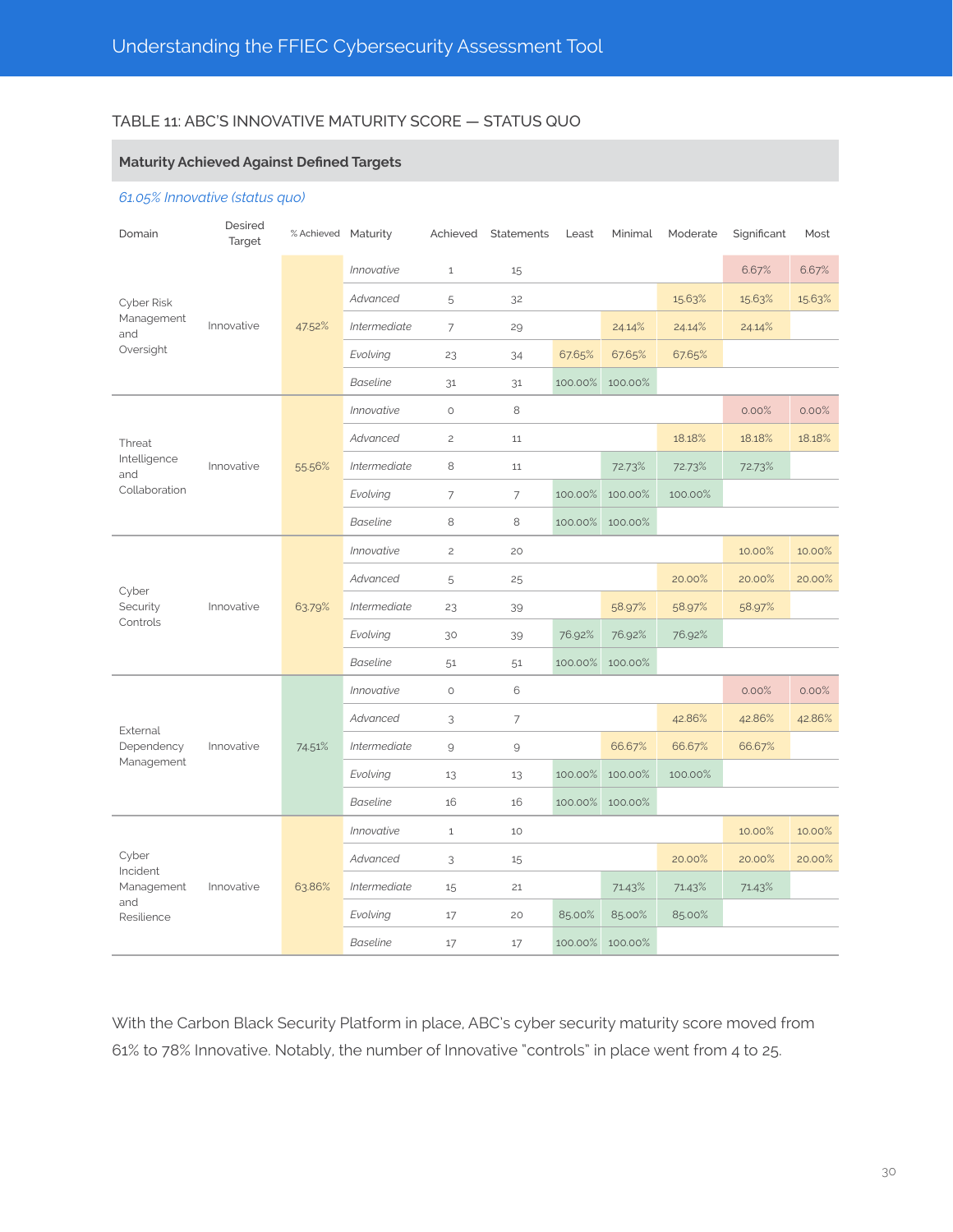TABLE 11: ABC'S INNOVATIVE MATURITY SCORE — STATUS QUO

**Maturity Achieved Against Defined Targets**

*61.05% Innovative (status quo)*

| Domain | Desired Target | % Achieved | Maturity | Achieved | Statements | Least | Minimal | Moderate | Significant | Most |
|---|---|---|---|---|---|---|---|---|---|---|
| Cyber Risk Management and Oversight | Innovative | 47.52% | *Innovative* | 1 | 15 | | | | 6.67% | 6.67% |
| | | | *Advanced* | 5 | 32 | | | 15.63% | 15.63% | 15.63% |
| | | | *Intermediate* | 7 | 29 | | 24.14% | 24.14% | 24.14% | |
| | | | *Evolving* | 23 | 34 | 67.65% | 67.65% | 67.65% | | |
| | | | *Baseline* | 31 | 31 | 100.00% | 100.00% | | | |
| Threat Intelligence and Collaboration | Innovative | 55.56% | *Innovative* | 0 | 8 | | | | 0.00% | 0.00% |
| | | | *Advanced* | 2 | 11 | | | 18.18% | 18.18% | 18.18% |
| | | | *Intermediate* | 8 | 11 | | 72.73% | 72.73% | 72.73% | |
| | | | *Evolving* | 7 | 7 | 100.00% | 100.00% | 100.00% | | |
| | | | *Baseline* | 8 | 8 | 100.00% | 100.00% | | | |
| Cyber Security Controls | Innovative | 63.79% | *Innovative* | 2 | 20 | | | | 10.00% | 10.00% |
| | | | *Advanced* | 5 | 25 | | | 20.00% | 20.00% | 20.00% |
| | | | *Intermediate* | 23 | 39 | | 58.97% | 58.97% | 58.97% | |
| | | | *Evolving* | 30 | 39 | 76.92% | 76.92% | 76.92% | | |
| | | | *Baseline* | 51 | 51 | 100.00% | 100.00% | | | |
| External Dependency Management | Innovative | 74.51% | *Innovative* | 0 | 6 | | | | 0.00% | 0.00% |
| | | | *Advanced* | 3 | 7 | | | 42.86% | 42.86% | 42.86% |
| | | | *Intermediate* | 9 | 9 | | 66.67% | 66.67% | 66.67% | |
| | | | *Evolving* | 13 | 13 | 100.00% | 100.00% | 100.00% | | |
| | | | *Baseline* | 16 | 16 | 100.00% | 100.00% | | | |
| Cyber Incident Management and Resilience | Innovative | 63.86% | *Innovative* | 1 | 10 | | | | 10.00% | 10.00% |
| | | | *Advanced* | 3 | 15 | | | 20.00% | 20.00% | 20.00% |
| | | | *Intermediate* | 15 | 21 | | 71.43% | 71.43% | 71.43% | |
| | | | *Evolving* | 17 | 20 | 85.00% | 85.00% | 85.00% | | |
| | | | *Baseline* | 17 | 17 | 100.00% | 100.00% | | | |

With the Carbon Black Security Platform in place, ABC's cyber security maturity score moved from 61% to 78% Innovative. Notably, the number of Innovative "controls" in place went from 4 to 25.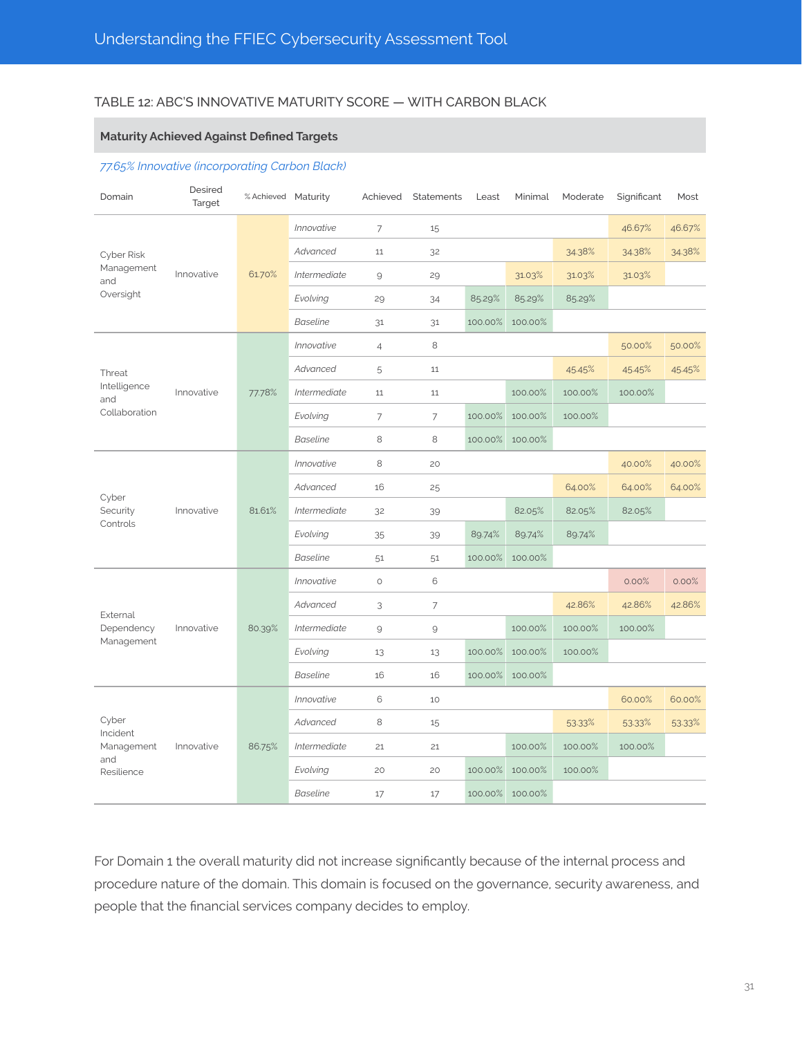TABLE 12: ABC'S INNOVATIVE MATURITY SCORE — WITH CARBON BLACK

**Maturity Achieved Against Defined Targets**

*77.65% Innovative (incorporating Carbon Black)*

| Domain | Desired Target | % Achieved | Maturity | Achieved | Statements | Least | Minimal | Moderate | Significant | Most |
|---|---|---|---|---|---|---|---|---|---|---|
| Cyber Risk Management and Oversight | Innovative | 61.70% | *Innovative* | 7 | 15 | | | | 46.67% | 46.67% |
| | | | *Advanced* | 11 | 32 | | | 34.38% | 34.38% | 34.38% |
| | | | *Intermediate* | 9 | 29 | | 31.03% | 31.03% | 31.03% | |
| | | | *Evolving* | 29 | 34 | 85.29% | 85.29% | 85.29% | | |
| | | | *Baseline* | 31 | 31 | 100.00% | 100.00% | | | |
| Threat Intelligence and Collaboration | Innovative | 77.78% | *Innovative* | 4 | 8 | | | | 50.00% | 50.00% |
| | | | *Advanced* | 5 | 11 | | | 45.45% | 45.45% | 45.45% |
| | | | *Intermediate* | 11 | 11 | | 100.00% | 100.00% | 100.00% | |
| | | | *Evolving* | 7 | 7 | 100.00% | 100.00% | 100.00% | | |
| | | | *Baseline* | 8 | 8 | 100.00% | 100.00% | | | |
| Cyber Security Controls | Innovative | 81.61% | *Innovative* | 8 | 20 | | | | 40.00% | 40.00% |
| | | | *Advanced* | 16 | 25 | | | 64.00% | 64.00% | 64.00% |
| | | | *Intermediate* | 32 | 39 | | 82.05% | 82.05% | 82.05% | |
| | | | *Evolving* | 35 | 39 | 89.74% | 89.74% | 89.74% | | |
| | | | *Baseline* | 51 | 51 | 100.00% | 100.00% | | | |
| External Dependency Management | Innovative | 80.39% | *Innovative* | 0 | 6 | | | | 0.00% | 0.00% |
| | | | *Advanced* | 3 | 7 | | | 42.86% | 42.86% | 42.86% |
| | | | *Intermediate* | 9 | 9 | | 100.00% | 100.00% | 100.00% | |
| | | | *Evolving* | 13 | 13 | 100.00% | 100.00% | 100.00% | | |
| | | | *Baseline* | 16 | 16 | 100.00% | 100.00% | | | |
| Cyber Incident Management and Resilience | Innovative | 86.75% | *Innovative* | 6 | 10 | | | | 60.00% | 60.00% |
| | | | *Advanced* | 8 | 15 | | | 53.33% | 53.33% | 53.33% |
| | | | *Intermediate* | 21 | 21 | | 100.00% | 100.00% | 100.00% | |
| | | | *Evolving* | 20 | 20 | 100.00% | 100.00% | 100.00% | | |
| | | | *Baseline* | 17 | 17 | 100.00% | 100.00% | | | |

For Domain 1 the overall maturity did not increase significantly because of the internal process and procedure nature of the domain. This domain is focused on the governance, security awareness, and people that the financial services company decides to employ.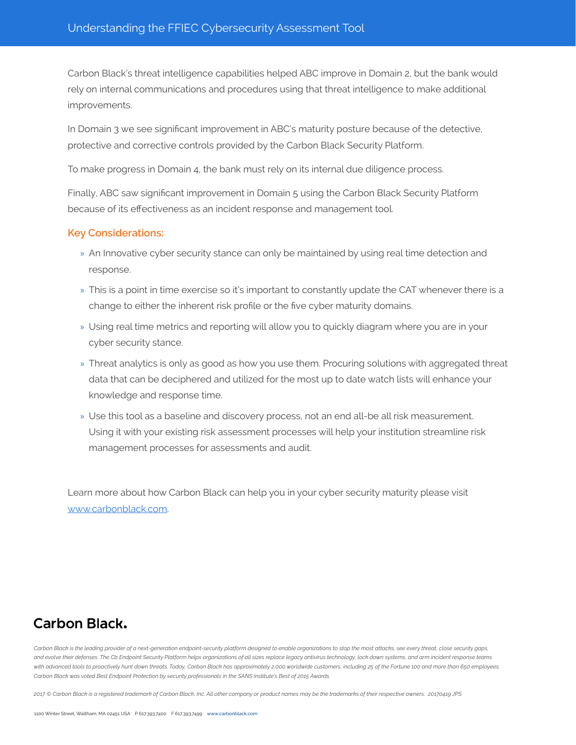Carbon Black's threat intelligence capabilities helped ABC improve in Domain 2, but the bank would rely on internal communications and procedures using that threat intelligence to make additional improvements.

In Domain 3 we see significant improvement in ABC's maturity posture because of the detective, protective and corrective controls provided by the Carbon Black Security Platform.

To make progress in Domain 4, the bank must rely on its internal due diligence process.

Finally, ABC saw significant improvement in Domain 5 using the Carbon Black Security Platform because of its effectiveness as an incident response and management tool.

**Key Considerations:**

- An Innovative cyber security stance can only be maintained by using real time detection and response.
- This is a point in time exercise so it's important to constantly update the CAT whenever there is a change to either the inherent risk profile or the five cyber maturity domains.
- Using real time metrics and reporting will allow you to quickly diagram where you are in your cyber security stance.
- Threat analytics is only as good as how you use them. Procuring solutions with aggregated threat data that can be deciphered and utilized for the most up to date watch lists will enhance your knowledge and response time.
- Use this tool as a baseline and discovery process, not an end all-be all risk measurement. Using it with your existing risk assessment processes will help your institution streamline risk management processes for assessments and audit.

Learn more about how Carbon Black can help you in your cyber security maturity please visit [www.carbonblack.com](http://www.carbonblack.com).

**Carbon Black.**

*Carbon Black is the leading provider of a next-generation endpoint-security platform designed to enable organizations to stop the most attacks, see every threat, close security gaps, and evolve their defenses. The Cb Endpoint Security Platform helps organizations of all sizes replace legacy antivirus technology, lock down systems, and arm incident response teams with advanced tools to proactively hunt down threats. Today, Carbon Black has approximately 2,000 worldwide customers, including 25 of the Fortune 100 and more than 650 employees. Carbon Black was voted Best Endpoint Protection by security professionals in the SANS Institute's Best of 2015 Awards.*

*2017 © Carbon Black is a registered trademark of Carbon Black, Inc. All other company or product names may be the trademarks of their respective owners. 20170419 JPS*

1100 Winter Street, Waltham, MA 02451 USA P 617.393.7400 F 617.393.7499 www.carbonblack.com